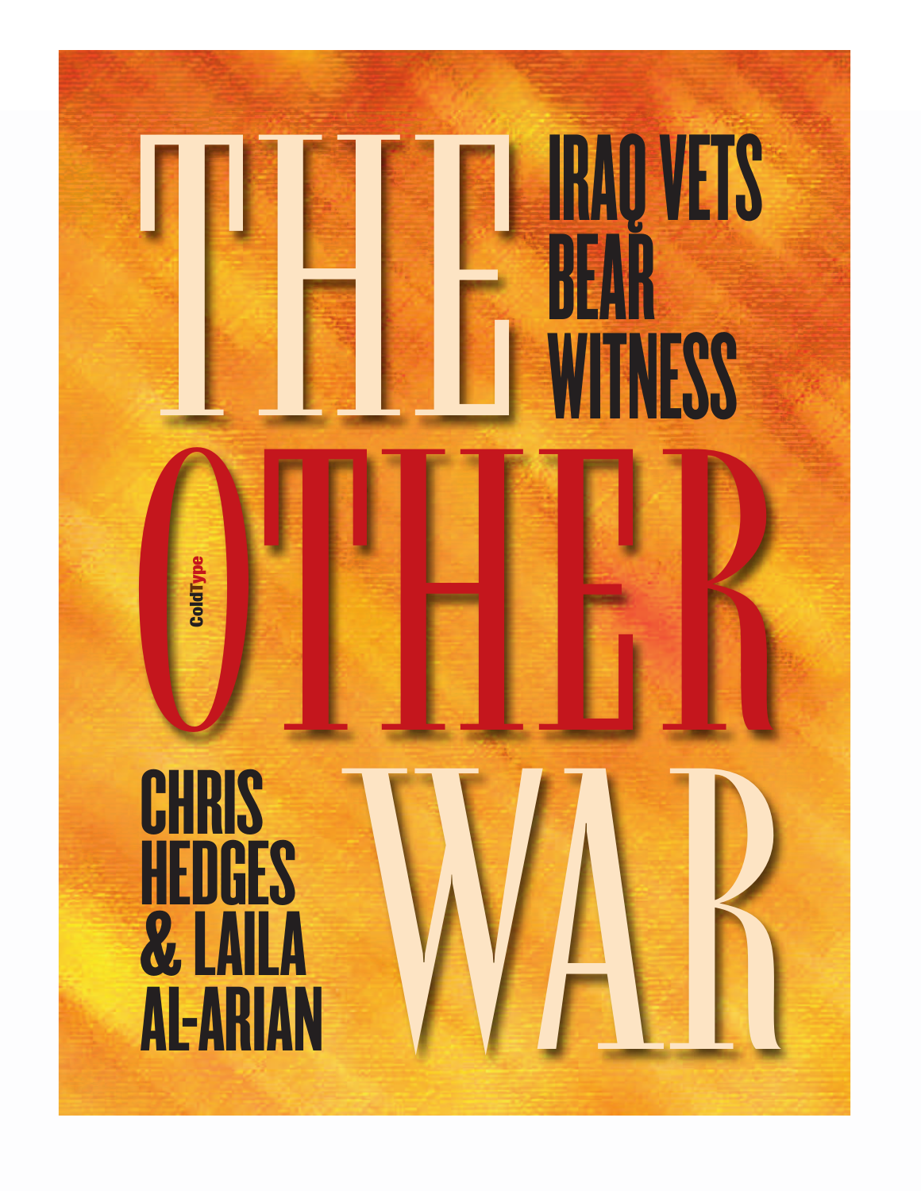# THE OTHER WAR

## IRAQ VETS BEAR WITNESS

ColdType

**CHRIS HEDGES & LAILA AL-ARIAN**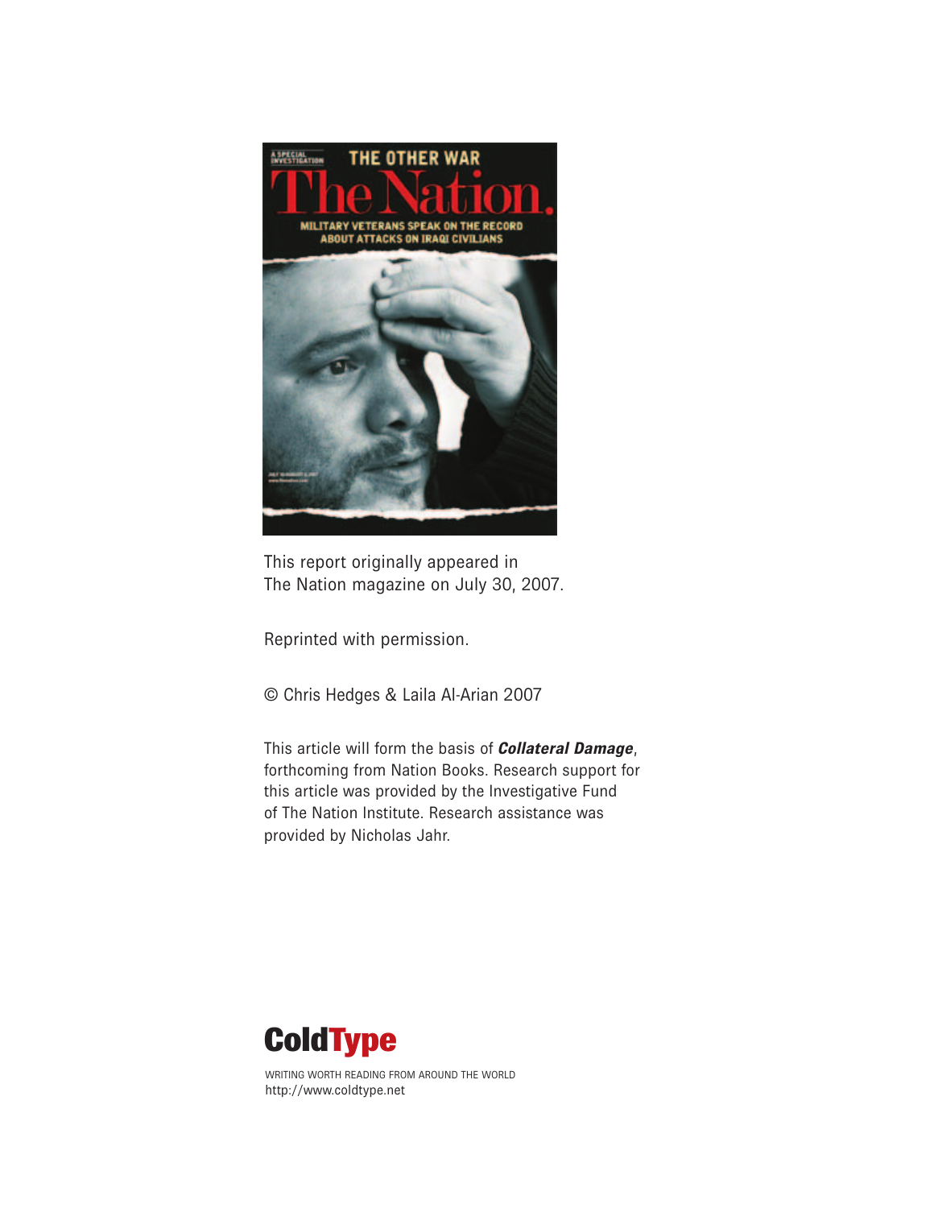This report originally appeared in
The Nation magazine on July 30, 2007.

Reprinted with permission.

© Chris Hedges & Laila Al-Arian 2007

This article will form the basis of ***Collateral Damage***, forthcoming from Nation Books. Research support for this article was provided by the Investigative Fund of The Nation Institute. Research assistance was provided by Nicholas Jahr.

**ColdType**

WRITING WORTH READING FROM AROUND THE WORLD
http://www.coldtype.net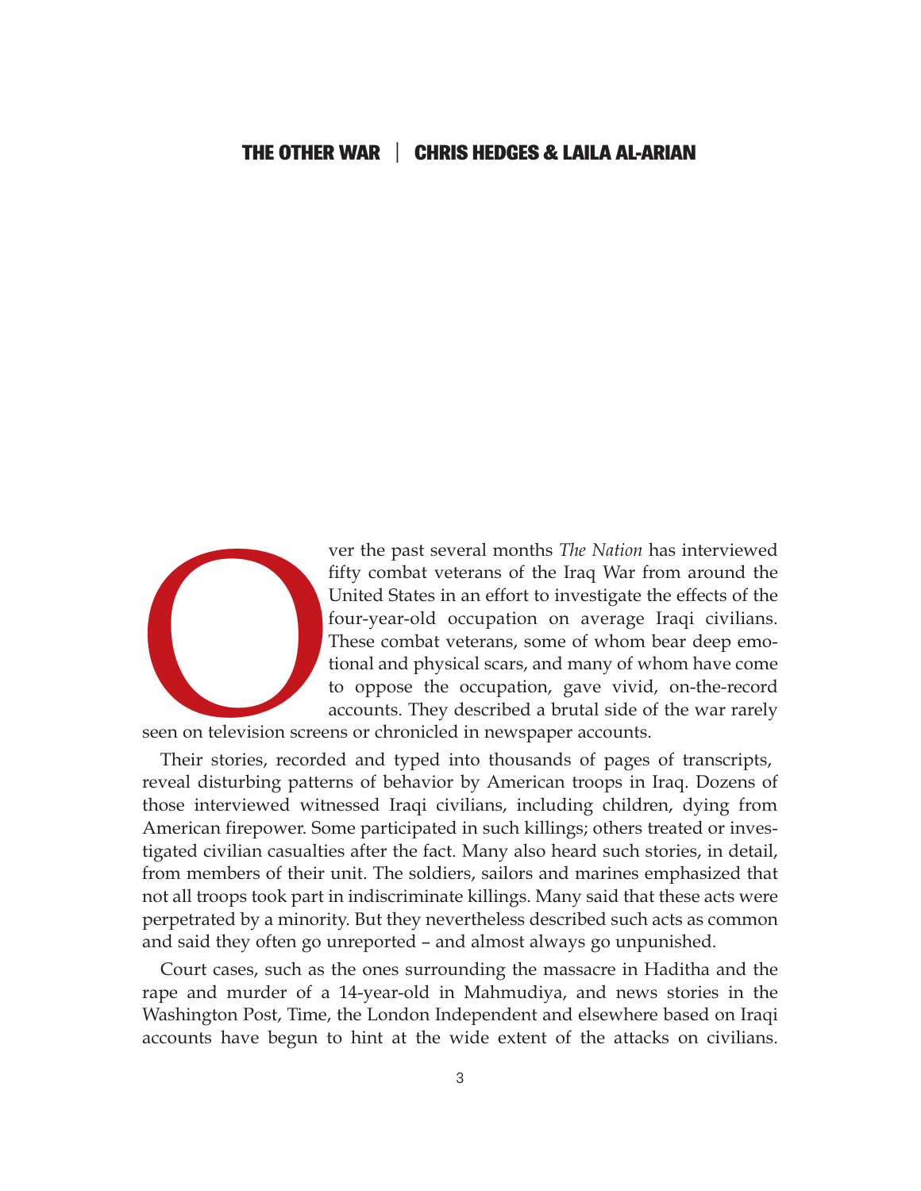Over the past several months *The Nation* has interviewed fifty combat veterans of the Iraq War from around the United States in an effort to investigate the effects of the four-year-old occupation on average Iraqi civilians. These combat veterans, some of whom bear deep emotional and physical scars, and many of whom have come to oppose the occupation, gave vivid, on-the-record accounts. They described a brutal side of the war rarely seen on television screens or chronicled in newspaper accounts.

Their stories, recorded and typed into thousands of pages of transcripts, reveal disturbing patterns of behavior by American troops in Iraq. Dozens of those interviewed witnessed Iraqi civilians, including children, dying from American firepower. Some participated in such killings; others treated or investigated civilian casualties after the fact. Many also heard such stories, in detail, from members of their unit. The soldiers, sailors and marines emphasized that not all troops took part in indiscriminate killings. Many said that these acts were perpetrated by a minority. But they nevertheless described such acts as common and said they often go unreported – and almost always go unpunished.

Court cases, such as the ones surrounding the massacre in Haditha and the rape and murder of a 14-year-old in Mahmudiya, and news stories in the Washington Post, Time, the London Independent and elsewhere based on Iraqi accounts have begun to hint at the wide extent of the attacks on civilians.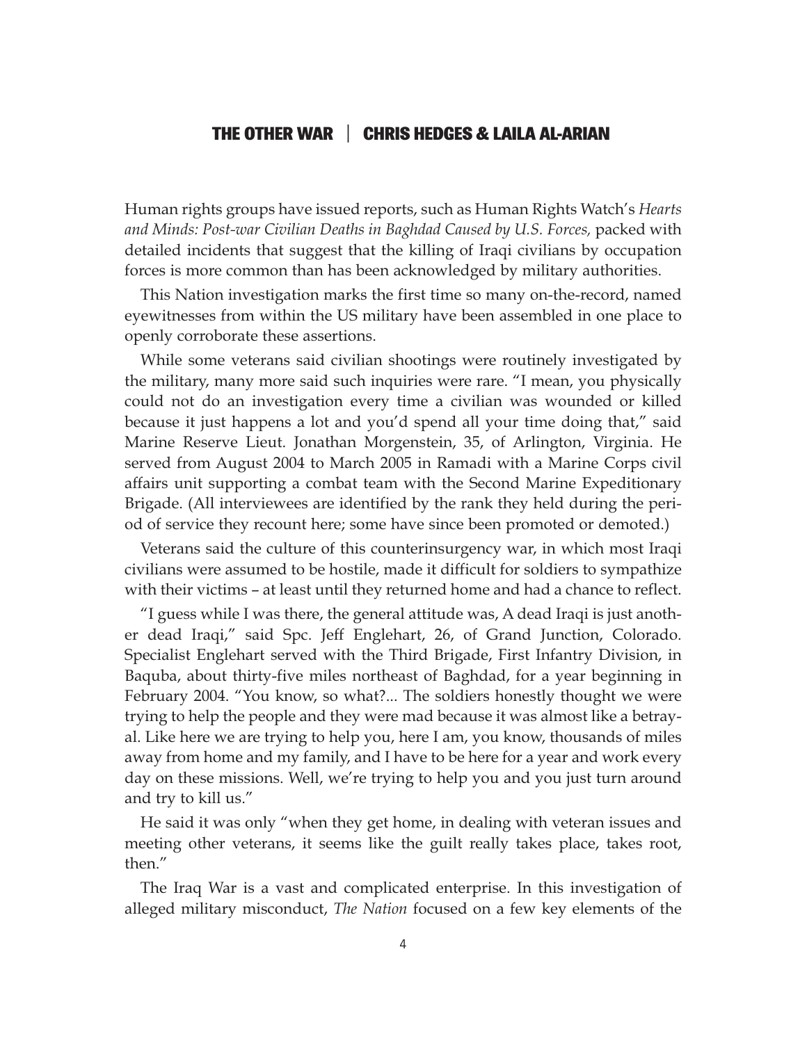Human rights groups have issued reports, such as Human Rights Watch's *Hearts and Minds: Post-war Civilian Deaths in Baghdad Caused by U.S. Forces,* packed with detailed incidents that suggest that the killing of Iraqi civilians by occupation forces is more common than has been acknowledged by military authorities.

This Nation investigation marks the first time so many on-the-record, named eyewitnesses from within the US military have been assembled in one place to openly corroborate these assertions.

While some veterans said civilian shootings were routinely investigated by the military, many more said such inquiries were rare. "I mean, you physically could not do an investigation every time a civilian was wounded or killed because it just happens a lot and you'd spend all your time doing that," said Marine Reserve Lieut. Jonathan Morgenstein, 35, of Arlington, Virginia. He served from August 2004 to March 2005 in Ramadi with a Marine Corps civil affairs unit supporting a combat team with the Second Marine Expeditionary Brigade. (All interviewees are identified by the rank they held during the period of service they recount here; some have since been promoted or demoted.)

Veterans said the culture of this counterinsurgency war, in which most Iraqi civilians were assumed to be hostile, made it difficult for soldiers to sympathize with their victims – at least until they returned home and had a chance to reflect.

"I guess while I was there, the general attitude was, A dead Iraqi is just another dead Iraqi," said Spc. Jeff Englehart, 26, of Grand Junction, Colorado. Specialist Englehart served with the Third Brigade, First Infantry Division, in Baquba, about thirty-five miles northeast of Baghdad, for a year beginning in February 2004. "You know, so what?... The soldiers honestly thought we were trying to help the people and they were mad because it was almost like a betrayal. Like here we are trying to help you, here I am, you know, thousands of miles away from home and my family, and I have to be here for a year and work every day on these missions. Well, we're trying to help you and you just turn around and try to kill us."

He said it was only "when they get home, in dealing with veteran issues and meeting other veterans, it seems like the guilt really takes place, takes root, then."

The Iraq War is a vast and complicated enterprise. In this investigation of alleged military misconduct, *The Nation* focused on a few key elements of the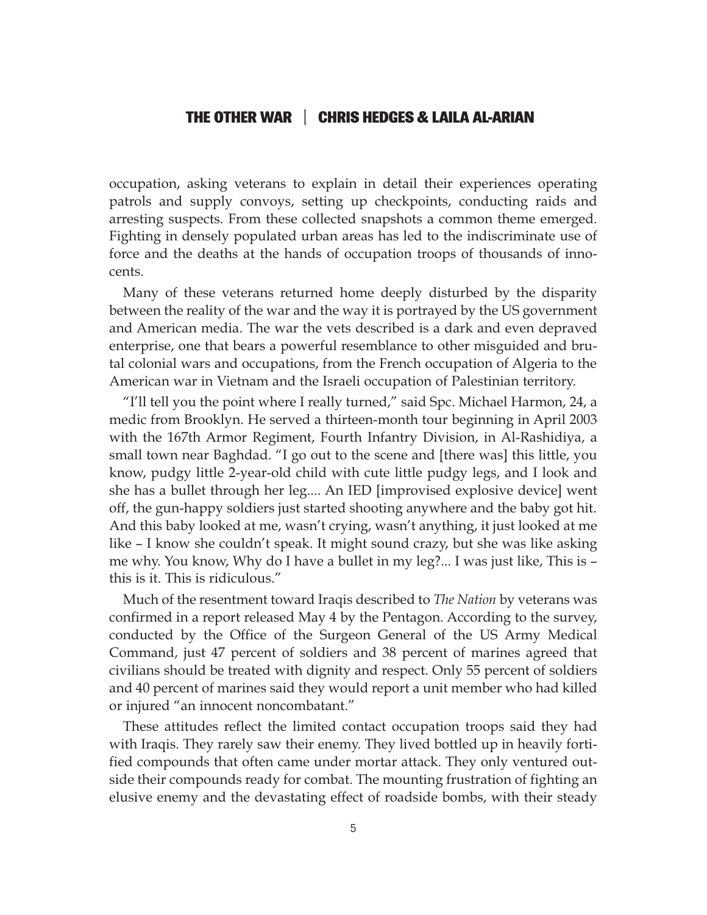occupation, asking veterans to explain in detail their experiences operating patrols and supply convoys, setting up checkpoints, conducting raids and arresting suspects. From these collected snapshots a common theme emerged. Fighting in densely populated urban areas has led to the indiscriminate use of force and the deaths at the hands of occupation troops of thousands of innocents.

Many of these veterans returned home deeply disturbed by the disparity between the reality of the war and the way it is portrayed by the US government and American media. The war the vets described is a dark and even depraved enterprise, one that bears a powerful resemblance to other misguided and brutal colonial wars and occupations, from the French occupation of Algeria to the American war in Vietnam and the Israeli occupation of Palestinian territory.

"I'll tell you the point where I really turned," said Spc. Michael Harmon, 24, a medic from Brooklyn. He served a thirteen-month tour beginning in April 2003 with the 167th Armor Regiment, Fourth Infantry Division, in Al-Rashidiya, a small town near Baghdad. "I go out to the scene and [there was] this little, you know, pudgy little 2-year-old child with cute little pudgy legs, and I look and she has a bullet through her leg.... An IED [improvised explosive device] went off, the gun-happy soldiers just started shooting anywhere and the baby got hit. And this baby looked at me, wasn't crying, wasn't anything, it just looked at me like – I know she couldn't speak. It might sound crazy, but she was like asking me why. You know, Why do I have a bullet in my leg?... I was just like, This is – this is it. This is ridiculous."

Much of the resentment toward Iraqis described to *The Nation* by veterans was confirmed in a report released May 4 by the Pentagon. According to the survey, conducted by the Office of the Surgeon General of the US Army Medical Command, just 47 percent of soldiers and 38 percent of marines agreed that civilians should be treated with dignity and respect. Only 55 percent of soldiers and 40 percent of marines said they would report a unit member who had killed or injured "an innocent noncombatant."

These attitudes reflect the limited contact occupation troops said they had with Iraqis. They rarely saw their enemy. They lived bottled up in heavily fortified compounds that often came under mortar attack. They only ventured outside their compounds ready for combat. The mounting frustration of fighting an elusive enemy and the devastating effect of roadside bombs, with their steady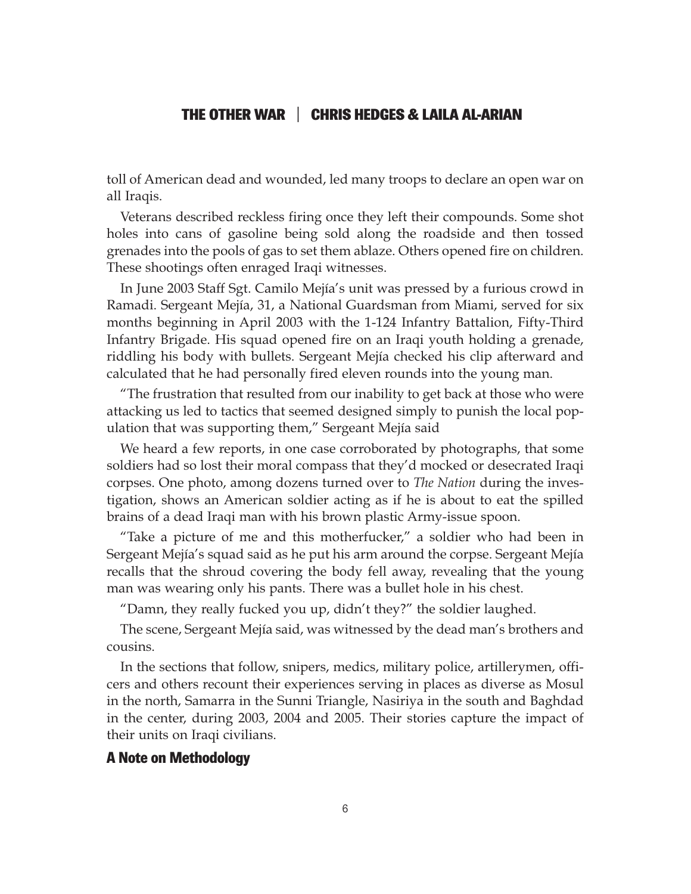toll of American dead and wounded, led many troops to declare an open war on all Iraqis.

Veterans described reckless firing once they left their compounds. Some shot holes into cans of gasoline being sold along the roadside and then tossed grenades into the pools of gas to set them ablaze. Others opened fire on children. These shootings often enraged Iraqi witnesses.

In June 2003 Staff Sgt. Camilo Mejía's unit was pressed by a furious crowd in Ramadi. Sergeant Mejía, 31, a National Guardsman from Miami, served for six months beginning in April 2003 with the 1-124 Infantry Battalion, Fifty-Third Infantry Brigade. His squad opened fire on an Iraqi youth holding a grenade, riddling his body with bullets. Sergeant Mejía checked his clip afterward and calculated that he had personally fired eleven rounds into the young man.

"The frustration that resulted from our inability to get back at those who were attacking us led to tactics that seemed designed simply to punish the local population that was supporting them," Sergeant Mejía said

We heard a few reports, in one case corroborated by photographs, that some soldiers had so lost their moral compass that they'd mocked or desecrated Iraqi corpses. One photo, among dozens turned over to *The Nation* during the investigation, shows an American soldier acting as if he is about to eat the spilled brains of a dead Iraqi man with his brown plastic Army-issue spoon.

"Take a picture of me and this motherfucker," a soldier who had been in Sergeant Mejía's squad said as he put his arm around the corpse. Sergeant Mejía recalls that the shroud covering the body fell away, revealing that the young man was wearing only his pants. There was a bullet hole in his chest.

"Damn, they really fucked you up, didn't they?" the soldier laughed.

The scene, Sergeant Mejía said, was witnessed by the dead man's brothers and cousins.

In the sections that follow, snipers, medics, military police, artillerymen, officers and others recount their experiences serving in places as diverse as Mosul in the north, Samarra in the Sunni Triangle, Nasiriya in the south and Baghdad in the center, during 2003, 2004 and 2005. Their stories capture the impact of their units on Iraqi civilians.

## A Note on Methodology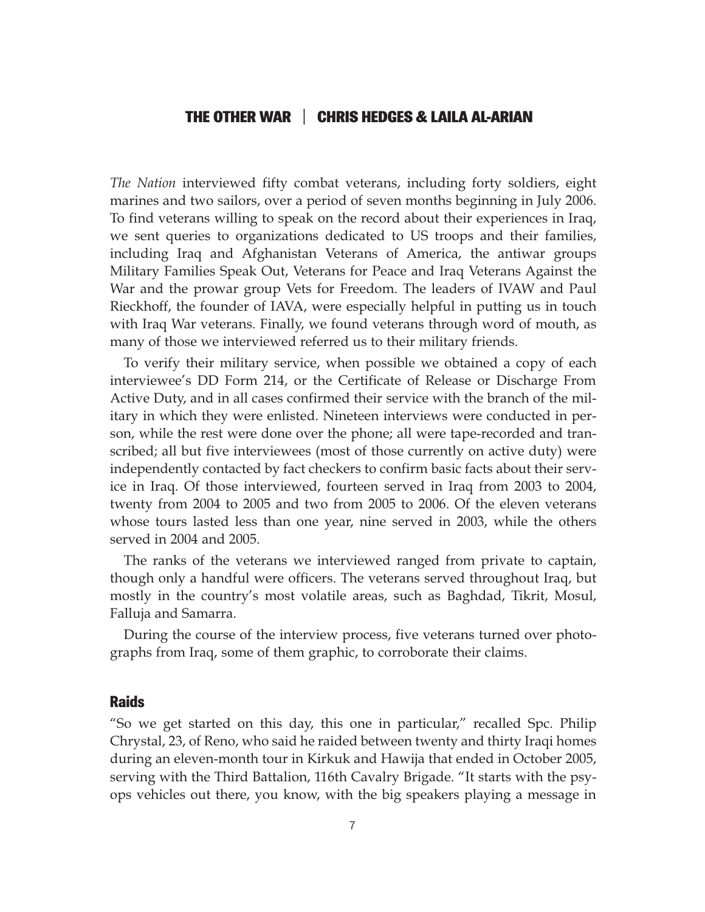# THE OTHER WAR | CHRIS HEDGES & LAILA AL-ARIAN

*The Nation* interviewed fifty combat veterans, including forty soldiers, eight marines and two sailors, over a period of seven months beginning in July 2006. To find veterans willing to speak on the record about their experiences in Iraq, we sent queries to organizations dedicated to US troops and their families, including Iraq and Afghanistan Veterans of America, the antiwar groups Military Families Speak Out, Veterans for Peace and Iraq Veterans Against the War and the prowar group Vets for Freedom. The leaders of IVAW and Paul Rieckhoff, the founder of IAVA, were especially helpful in putting us in touch with Iraq War veterans. Finally, we found veterans through word of mouth, as many of those we interviewed referred us to their military friends.

To verify their military service, when possible we obtained a copy of each interviewee's DD Form 214, or the Certificate of Release or Discharge From Active Duty, and in all cases confirmed their service with the branch of the military in which they were enlisted. Nineteen interviews were conducted in person, while the rest were done over the phone; all were tape-recorded and transcribed; all but five interviewees (most of those currently on active duty) were independently contacted by fact checkers to confirm basic facts about their service in Iraq. Of those interviewed, fourteen served in Iraq from 2003 to 2004, twenty from 2004 to 2005 and two from 2005 to 2006. Of the eleven veterans whose tours lasted less than one year, nine served in 2003, while the others served in 2004 and 2005.

The ranks of the veterans we interviewed ranged from private to captain, though only a handful were officers. The veterans served throughout Iraq, but mostly in the country's most volatile areas, such as Baghdad, Tikrit, Mosul, Falluja and Samarra.

During the course of the interview process, five veterans turned over photographs from Iraq, some of them graphic, to corroborate their claims.

## Raids

"So we get started on this day, this one in particular," recalled Spc. Philip Chrystal, 23, of Reno, who said he raided between twenty and thirty Iraqi homes during an eleven-month tour in Kirkuk and Hawija that ended in October 2005, serving with the Third Battalion, 116th Cavalry Brigade. "It starts with the psyops vehicles out there, you know, with the big speakers playing a message in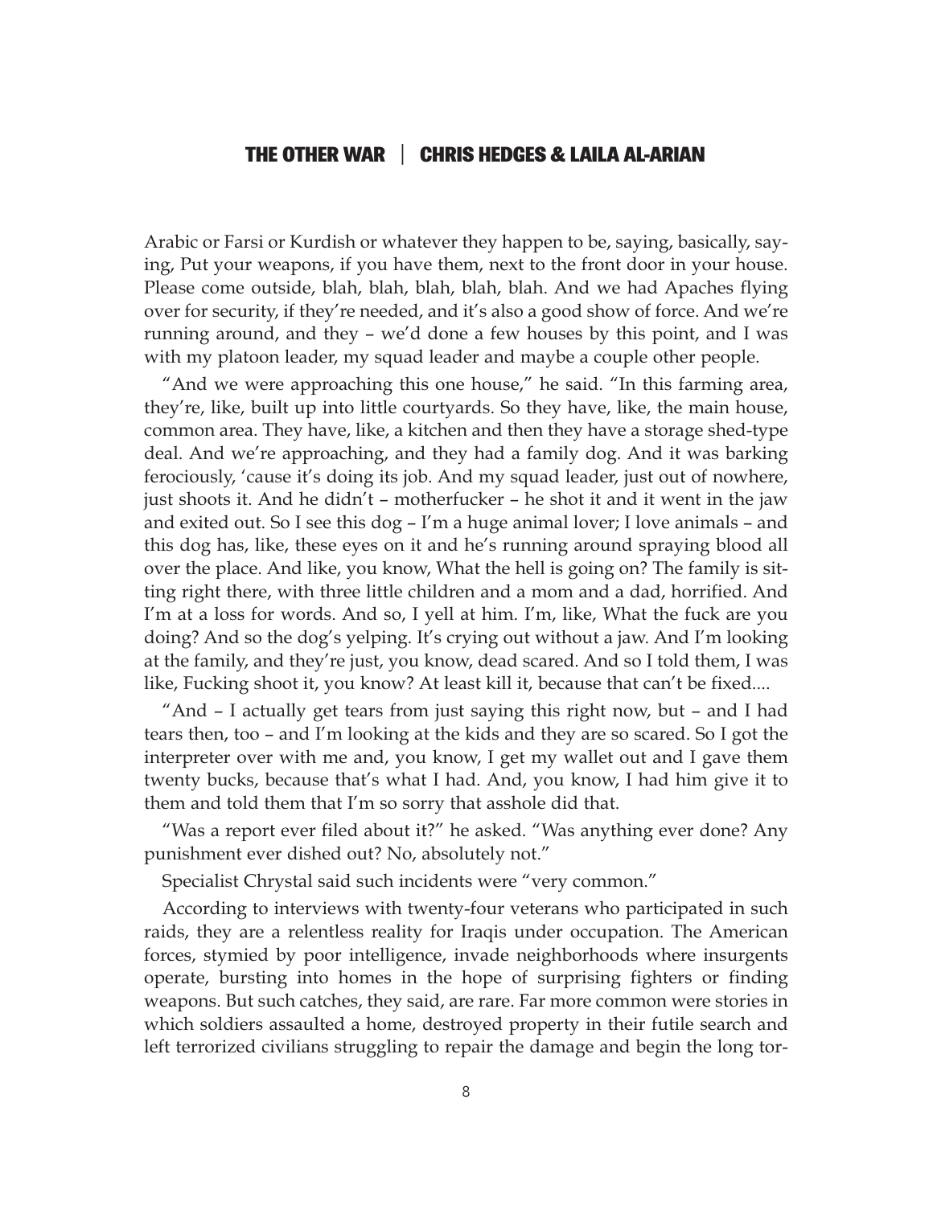Arabic or Farsi or Kurdish or whatever they happen to be, saying, basically, saying, Put your weapons, if you have them, next to the front door in your house. Please come outside, blah, blah, blah, blah, blah. And we had Apaches flying over for security, if they're needed, and it's also a good show of force. And we're running around, and they – we'd done a few houses by this point, and I was with my platoon leader, my squad leader and maybe a couple other people.

"And we were approaching this one house," he said. "In this farming area, they're, like, built up into little courtyards. So they have, like, the main house, common area. They have, like, a kitchen and then they have a storage shed-type deal. And we're approaching, and they had a family dog. And it was barking ferociously, 'cause it's doing its job. And my squad leader, just out of nowhere, just shoots it. And he didn't – motherfucker – he shot it and it went in the jaw and exited out. So I see this dog – I'm a huge animal lover; I love animals – and this dog has, like, these eyes on it and he's running around spraying blood all over the place. And like, you know, What the hell is going on? The family is sitting right there, with three little children and a mom and a dad, horrified. And I'm at a loss for words. And so, I yell at him. I'm, like, What the fuck are you doing? And so the dog's yelping. It's crying out without a jaw. And I'm looking at the family, and they're just, you know, dead scared. And so I told them, I was like, Fucking shoot it, you know? At least kill it, because that can't be fixed....

"And – I actually get tears from just saying this right now, but – and I had tears then, too – and I'm looking at the kids and they are so scared. So I got the interpreter over with me and, you know, I get my wallet out and I gave them twenty bucks, because that's what I had. And, you know, I had him give it to them and told them that I'm so sorry that asshole did that.

"Was a report ever filed about it?" he asked. "Was anything ever done? Any punishment ever dished out? No, absolutely not."

Specialist Chrystal said such incidents were "very common."

According to interviews with twenty-four veterans who participated in such raids, they are a relentless reality for Iraqis under occupation. The American forces, stymied by poor intelligence, invade neighborhoods where insurgents operate, bursting into homes in the hope of surprising fighters or finding weapons. But such catches, they said, are rare. Far more common were stories in which soldiers assaulted a home, destroyed property in their futile search and left terrorized civilians struggling to repair the damage and begin the long tor-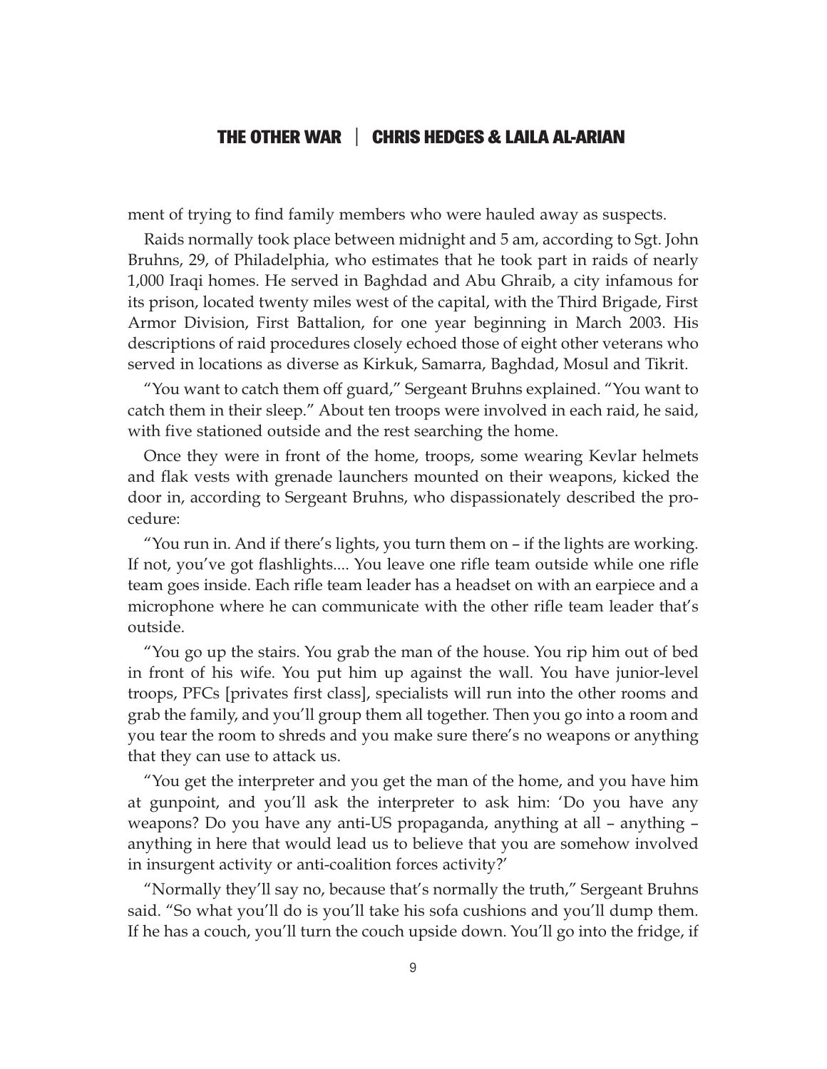ment of trying to find family members who were hauled away as suspects.

Raids normally took place between midnight and 5 am, according to Sgt. John Bruhns, 29, of Philadelphia, who estimates that he took part in raids of nearly 1,000 Iraqi homes. He served in Baghdad and Abu Ghraib, a city infamous for its prison, located twenty miles west of the capital, with the Third Brigade, First Armor Division, First Battalion, for one year beginning in March 2003. His descriptions of raid procedures closely echoed those of eight other veterans who served in locations as diverse as Kirkuk, Samarra, Baghdad, Mosul and Tikrit.

"You want to catch them off guard," Sergeant Bruhns explained. "You want to catch them in their sleep." About ten troops were involved in each raid, he said, with five stationed outside and the rest searching the home.

Once they were in front of the home, troops, some wearing Kevlar helmets and flak vests with grenade launchers mounted on their weapons, kicked the door in, according to Sergeant Bruhns, who dispassionately described the procedure:

"You run in. And if there's lights, you turn them on – if the lights are working. If not, you've got flashlights.... You leave one rifle team outside while one rifle team goes inside. Each rifle team leader has a headset on with an earpiece and a microphone where he can communicate with the other rifle team leader that's outside.

"You go up the stairs. You grab the man of the house. You rip him out of bed in front of his wife. You put him up against the wall. You have junior-level troops, PFCs [privates first class], specialists will run into the other rooms and grab the family, and you'll group them all together. Then you go into a room and you tear the room to shreds and you make sure there's no weapons or anything that they can use to attack us.

"You get the interpreter and you get the man of the home, and you have him at gunpoint, and you'll ask the interpreter to ask him: 'Do you have any weapons? Do you have any anti-US propaganda, anything at all – anything – anything in here that would lead us to believe that you are somehow involved in insurgent activity or anti-coalition forces activity?'

"Normally they'll say no, because that's normally the truth," Sergeant Bruhns said. "So what you'll do is you'll take his sofa cushions and you'll dump them. If he has a couch, you'll turn the couch upside down. You'll go into the fridge, if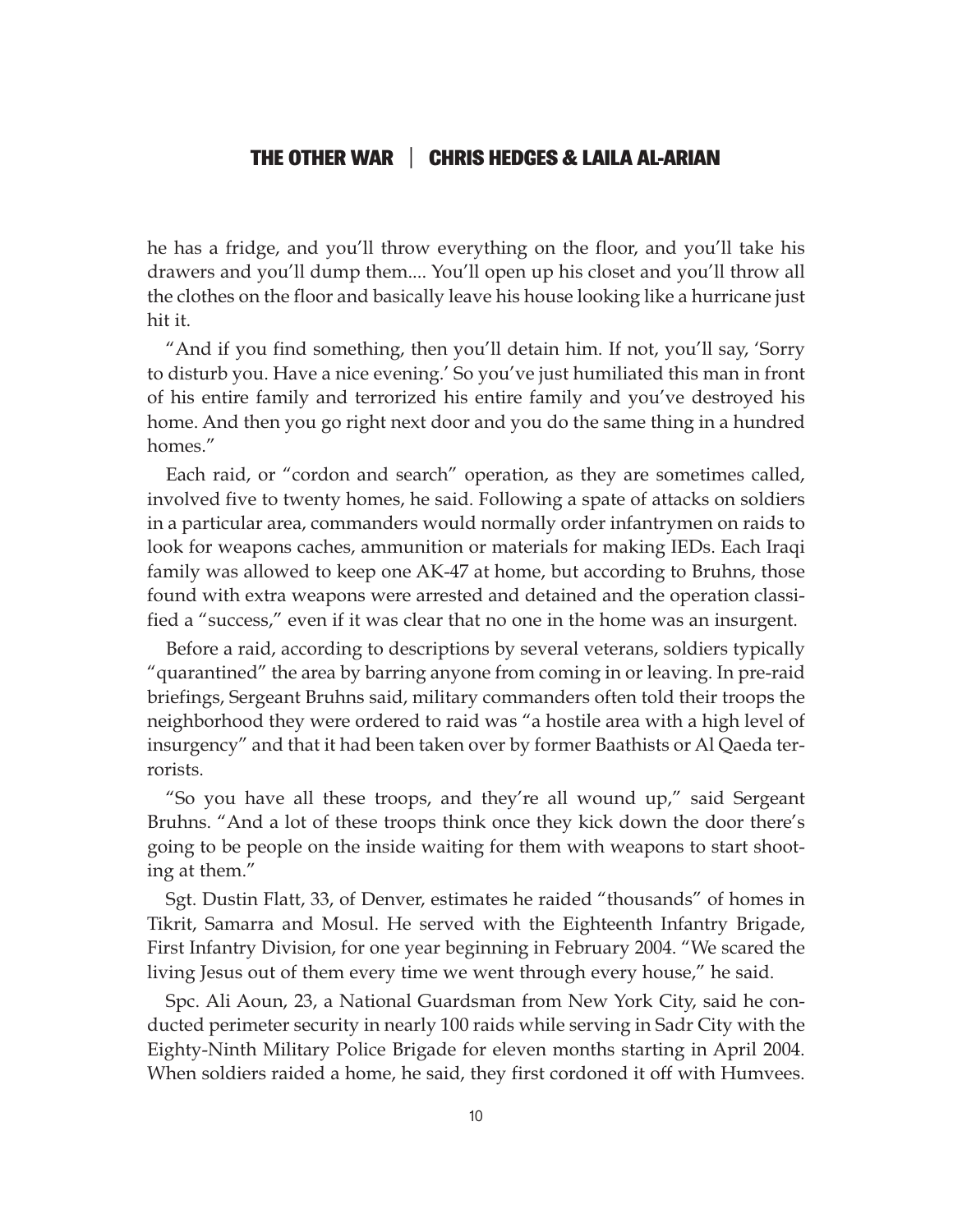he has a fridge, and you'll throw everything on the floor, and you'll take his drawers and you'll dump them.... You'll open up his closet and you'll throw all the clothes on the floor and basically leave his house looking like a hurricane just hit it.

"And if you find something, then you'll detain him. If not, you'll say, 'Sorry to disturb you. Have a nice evening.' So you've just humiliated this man in front of his entire family and terrorized his entire family and you've destroyed his home. And then you go right next door and you do the same thing in a hundred homes."

Each raid, or "cordon and search" operation, as they are sometimes called, involved five to twenty homes, he said. Following a spate of attacks on soldiers in a particular area, commanders would normally order infantrymen on raids to look for weapons caches, ammunition or materials for making IEDs. Each Iraqi family was allowed to keep one AK-47 at home, but according to Bruhns, those found with extra weapons were arrested and detained and the operation classified a "success," even if it was clear that no one in the home was an insurgent.

Before a raid, according to descriptions by several veterans, soldiers typically "quarantined" the area by barring anyone from coming in or leaving. In pre-raid briefings, Sergeant Bruhns said, military commanders often told their troops the neighborhood they were ordered to raid was "a hostile area with a high level of insurgency" and that it had been taken over by former Baathists or Al Qaeda terrorists.

"So you have all these troops, and they're all wound up," said Sergeant Bruhns. "And a lot of these troops think once they kick down the door there's going to be people on the inside waiting for them with weapons to start shooting at them."

Sgt. Dustin Flatt, 33, of Denver, estimates he raided "thousands" of homes in Tikrit, Samarra and Mosul. He served with the Eighteenth Infantry Brigade, First Infantry Division, for one year beginning in February 2004. "We scared the living Jesus out of them every time we went through every house," he said.

Spc. Ali Aoun, 23, a National Guardsman from New York City, said he conducted perimeter security in nearly 100 raids while serving in Sadr City with the Eighty-Ninth Military Police Brigade for eleven months starting in April 2004. When soldiers raided a home, he said, they first cordoned it off with Humvees.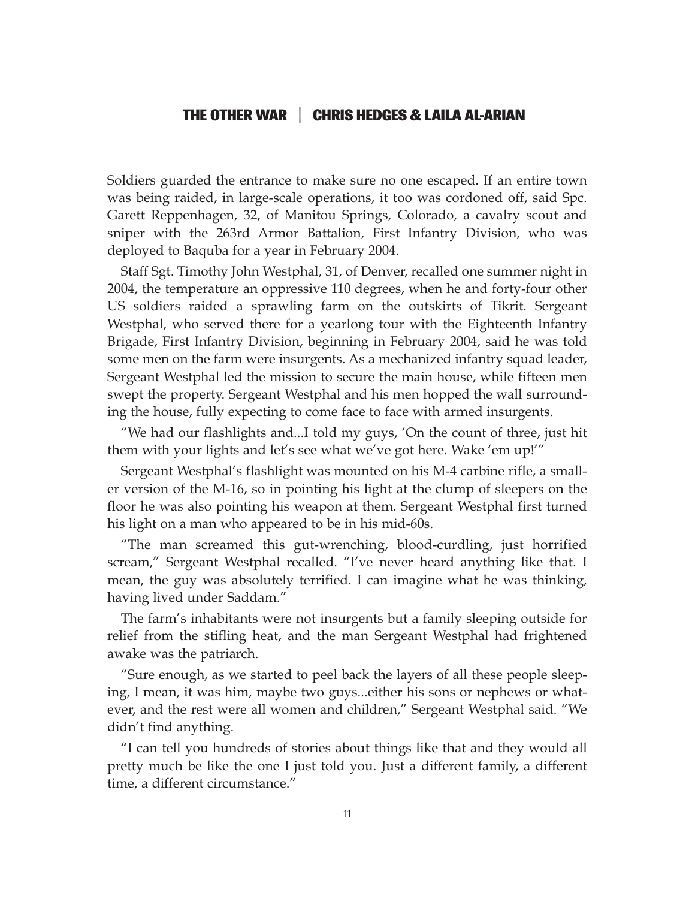Soldiers guarded the entrance to make sure no one escaped. If an entire town was being raided, in large-scale operations, it too was cordoned off, said Spc. Garett Reppenhagen, 32, of Manitou Springs, Colorado, a cavalry scout and sniper with the 263rd Armor Battalion, First Infantry Division, who was deployed to Baquba for a year in February 2004.

Staff Sgt. Timothy John Westphal, 31, of Denver, recalled one summer night in 2004, the temperature an oppressive 110 degrees, when he and forty-four other US soldiers raided a sprawling farm on the outskirts of Tikrit. Sergeant Westphal, who served there for a yearlong tour with the Eighteenth Infantry Brigade, First Infantry Division, beginning in February 2004, said he was told some men on the farm were insurgents. As a mechanized infantry squad leader, Sergeant Westphal led the mission to secure the main house, while fifteen men swept the property. Sergeant Westphal and his men hopped the wall surrounding the house, fully expecting to come face to face with armed insurgents.

"We had our flashlights and...I told my guys, 'On the count of three, just hit them with your lights and let's see what we've got here. Wake 'em up!'"

Sergeant Westphal's flashlight was mounted on his M-4 carbine rifle, a smaller version of the M-16, so in pointing his light at the clump of sleepers on the floor he was also pointing his weapon at them. Sergeant Westphal first turned his light on a man who appeared to be in his mid-60s.

"The man screamed this gut-wrenching, blood-curdling, just horrified scream," Sergeant Westphal recalled. "I've never heard anything like that. I mean, the guy was absolutely terrified. I can imagine what he was thinking, having lived under Saddam."

The farm's inhabitants were not insurgents but a family sleeping outside for relief from the stifling heat, and the man Sergeant Westphal had frightened awake was the patriarch.

"Sure enough, as we started to peel back the layers of all these people sleeping, I mean, it was him, maybe two guys...either his sons or nephews or whatever, and the rest were all women and children," Sergeant Westphal said. "We didn't find anything.

"I can tell you hundreds of stories about things like that and they would all pretty much be like the one I just told you. Just a different family, a different time, a different circumstance."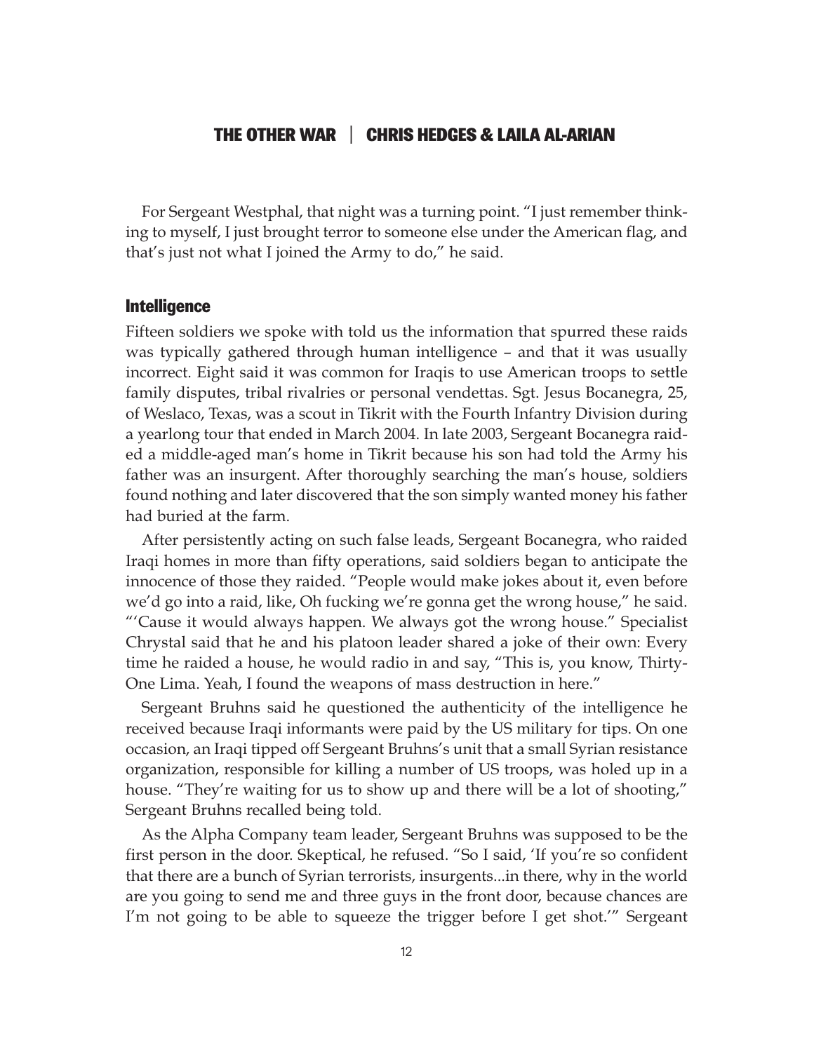For Sergeant Westphal, that night was a turning point. "I just remember thinking to myself, I just brought terror to someone else under the American flag, and that's just not what I joined the Army to do," he said.

## Intelligence

Fifteen soldiers we spoke with told us the information that spurred these raids was typically gathered through human intelligence – and that it was usually incorrect. Eight said it was common for Iraqis to use American troops to settle family disputes, tribal rivalries or personal vendettas. Sgt. Jesus Bocanegra, 25, of Weslaco, Texas, was a scout in Tikrit with the Fourth Infantry Division during a yearlong tour that ended in March 2004. In late 2003, Sergeant Bocanegra raided a middle-aged man's home in Tikrit because his son had told the Army his father was an insurgent. After thoroughly searching the man's house, soldiers found nothing and later discovered that the son simply wanted money his father had buried at the farm.

After persistently acting on such false leads, Sergeant Bocanegra, who raided Iraqi homes in more than fifty operations, said soldiers began to anticipate the innocence of those they raided. "People would make jokes about it, even before we'd go into a raid, like, Oh fucking we're gonna get the wrong house," he said. "'Cause it would always happen. We always got the wrong house." Specialist Chrystal said that he and his platoon leader shared a joke of their own: Every time he raided a house, he would radio in and say, "This is, you know, Thirty-One Lima. Yeah, I found the weapons of mass destruction in here."

Sergeant Bruhns said he questioned the authenticity of the intelligence he received because Iraqi informants were paid by the US military for tips. On one occasion, an Iraqi tipped off Sergeant Bruhns's unit that a small Syrian resistance organization, responsible for killing a number of US troops, was holed up in a house. "They're waiting for us to show up and there will be a lot of shooting," Sergeant Bruhns recalled being told.

As the Alpha Company team leader, Sergeant Bruhns was supposed to be the first person in the door. Skeptical, he refused. "So I said, 'If you're so confident that there are a bunch of Syrian terrorists, insurgents...in there, why in the world are you going to send me and three guys in the front door, because chances are I'm not going to be able to squeeze the trigger before I get shot.'" Sergeant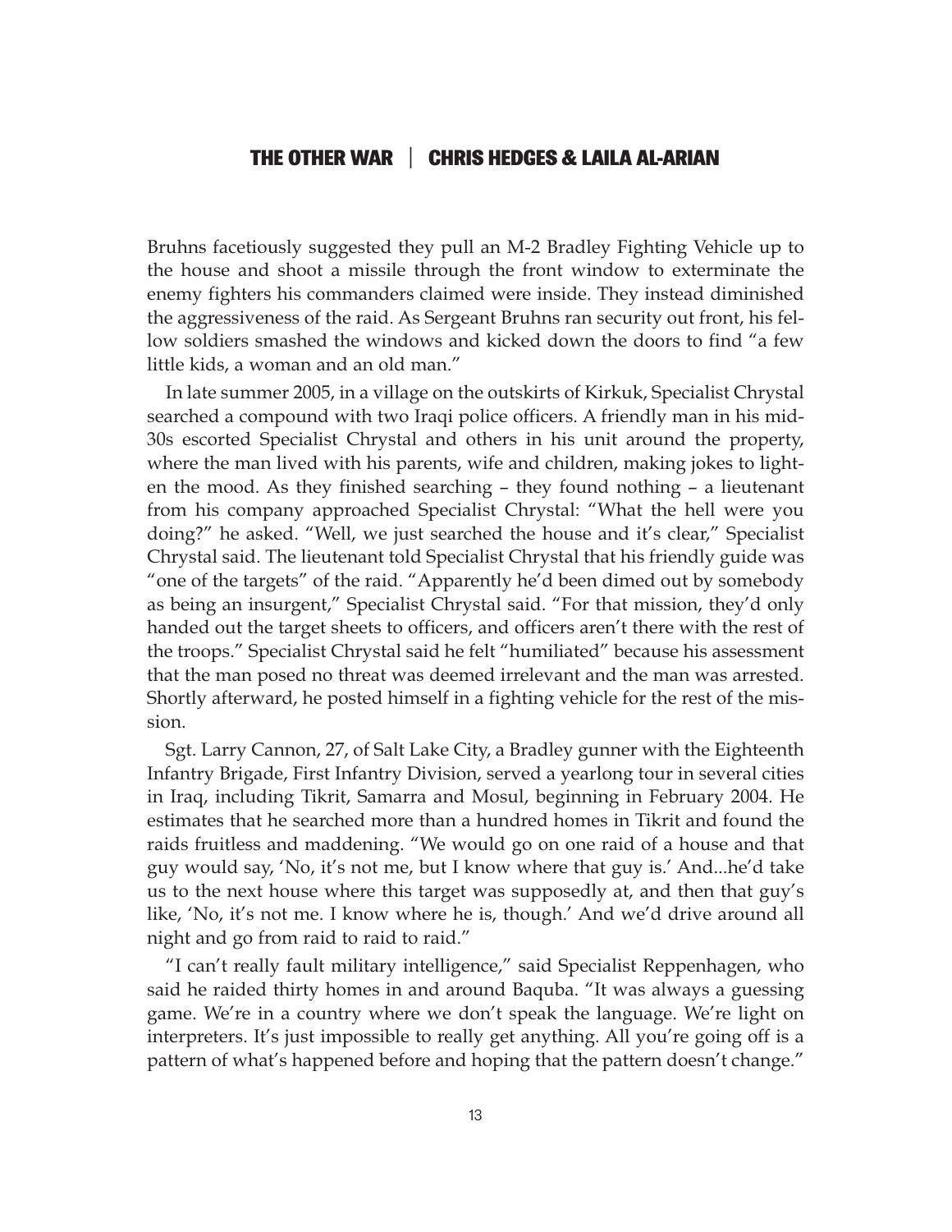Bruhns facetiously suggested they pull an M-2 Bradley Fighting Vehicle up to the house and shoot a missile through the front window to exterminate the enemy fighters his commanders claimed were inside. They instead diminished the aggressiveness of the raid. As Sergeant Bruhns ran security out front, his fellow soldiers smashed the windows and kicked down the doors to find "a few little kids, a woman and an old man."

In late summer 2005, in a village on the outskirts of Kirkuk, Specialist Chrystal searched a compound with two Iraqi police officers. A friendly man in his mid-30s escorted Specialist Chrystal and others in his unit around the property, where the man lived with his parents, wife and children, making jokes to lighten the mood. As they finished searching – they found nothing – a lieutenant from his company approached Specialist Chrystal: "What the hell were you doing?" he asked. "Well, we just searched the house and it's clear," Specialist Chrystal said. The lieutenant told Specialist Chrystal that his friendly guide was "one of the targets" of the raid. "Apparently he'd been dimed out by somebody as being an insurgent," Specialist Chrystal said. "For that mission, they'd only handed out the target sheets to officers, and officers aren't there with the rest of the troops." Specialist Chrystal said he felt "humiliated" because his assessment that the man posed no threat was deemed irrelevant and the man was arrested. Shortly afterward, he posted himself in a fighting vehicle for the rest of the mission.

Sgt. Larry Cannon, 27, of Salt Lake City, a Bradley gunner with the Eighteenth Infantry Brigade, First Infantry Division, served a yearlong tour in several cities in Iraq, including Tikrit, Samarra and Mosul, beginning in February 2004. He estimates that he searched more than a hundred homes in Tikrit and found the raids fruitless and maddening. "We would go on one raid of a house and that guy would say, 'No, it's not me, but I know where that guy is.' And...he'd take us to the next house where this target was supposedly at, and then that guy's like, 'No, it's not me. I know where he is, though.' And we'd drive around all night and go from raid to raid to raid."

"I can't really fault military intelligence," said Specialist Reppenhagen, who said he raided thirty homes in and around Baquba. "It was always a guessing game. We're in a country where we don't speak the language. We're light on interpreters. It's just impossible to really get anything. All you're going off is a pattern of what's happened before and hoping that the pattern doesn't change."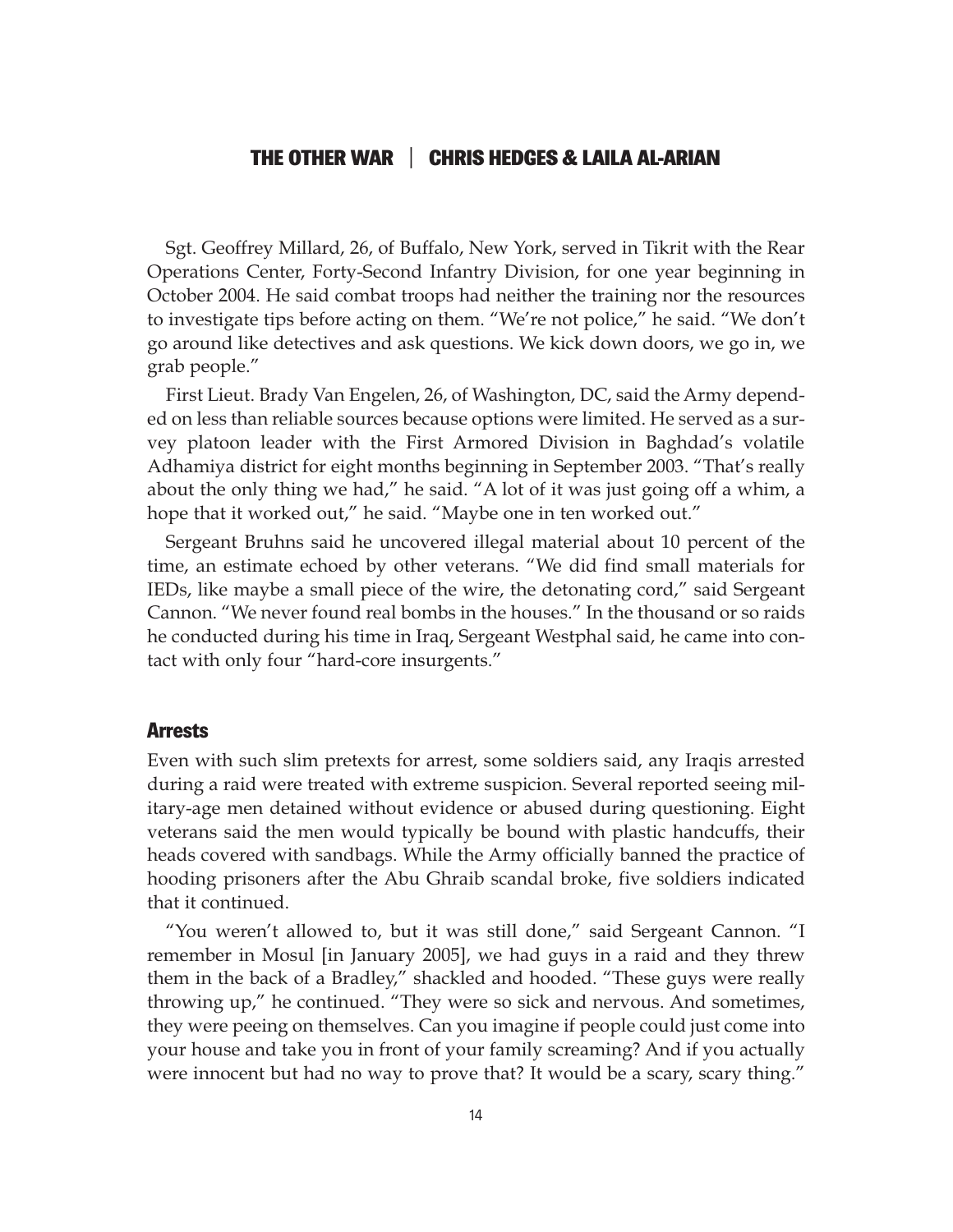Sgt. Geoffrey Millard, 26, of Buffalo, New York, served in Tikrit with the Rear Operations Center, Forty-Second Infantry Division, for one year beginning in October 2004. He said combat troops had neither the training nor the resources to investigate tips before acting on them. "We're not police," he said. "We don't go around like detectives and ask questions. We kick down doors, we go in, we grab people."

First Lieut. Brady Van Engelen, 26, of Washington, DC, said the Army depended on less than reliable sources because options were limited. He served as a survey platoon leader with the First Armored Division in Baghdad's volatile Adhamiya district for eight months beginning in September 2003. "That's really about the only thing we had," he said. "A lot of it was just going off a whim, a hope that it worked out," he said. "Maybe one in ten worked out."

Sergeant Bruhns said he uncovered illegal material about 10 percent of the time, an estimate echoed by other veterans. "We did find small materials for IEDs, like maybe a small piece of the wire, the detonating cord," said Sergeant Cannon. "We never found real bombs in the houses." In the thousand or so raids he conducted during his time in Iraq, Sergeant Westphal said, he came into contact with only four "hard-core insurgents."

## Arrests

Even with such slim pretexts for arrest, some soldiers said, any Iraqis arrested during a raid were treated with extreme suspicion. Several reported seeing military-age men detained without evidence or abused during questioning. Eight veterans said the men would typically be bound with plastic handcuffs, their heads covered with sandbags. While the Army officially banned the practice of hooding prisoners after the Abu Ghraib scandal broke, five soldiers indicated that it continued.

"You weren't allowed to, but it was still done," said Sergeant Cannon. "I remember in Mosul [in January 2005], we had guys in a raid and they threw them in the back of a Bradley," shackled and hooded. "These guys were really throwing up," he continued. "They were so sick and nervous. And sometimes, they were peeing on themselves. Can you imagine if people could just come into your house and take you in front of your family screaming? And if you actually were innocent but had no way to prove that? It would be a scary, scary thing."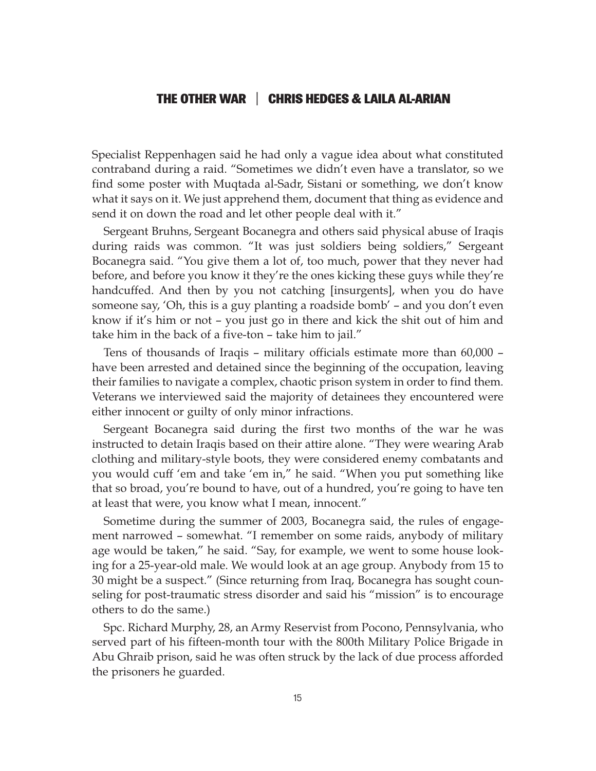Specialist Reppenhagen said he had only a vague idea about what constituted contraband during a raid. "Sometimes we didn't even have a translator, so we find some poster with Muqtada al-Sadr, Sistani or something, we don't know what it says on it. We just apprehend them, document that thing as evidence and send it on down the road and let other people deal with it."

Sergeant Bruhns, Sergeant Bocanegra and others said physical abuse of Iraqis during raids was common. "It was just soldiers being soldiers," Sergeant Bocanegra said. "You give them a lot of, too much, power that they never had before, and before you know it they're the ones kicking these guys while they're handcuffed. And then by you not catching [insurgents], when you do have someone say, 'Oh, this is a guy planting a roadside bomb' – and you don't even know if it's him or not – you just go in there and kick the shit out of him and take him in the back of a five-ton – take him to jail."

Tens of thousands of Iraqis – military officials estimate more than 60,000 – have been arrested and detained since the beginning of the occupation, leaving their families to navigate a complex, chaotic prison system in order to find them. Veterans we interviewed said the majority of detainees they encountered were either innocent or guilty of only minor infractions.

Sergeant Bocanegra said during the first two months of the war he was instructed to detain Iraqis based on their attire alone. "They were wearing Arab clothing and military-style boots, they were considered enemy combatants and you would cuff 'em and take 'em in," he said. "When you put something like that so broad, you're bound to have, out of a hundred, you're going to have ten at least that were, you know what I mean, innocent."

Sometime during the summer of 2003, Bocanegra said, the rules of engagement narrowed – somewhat. "I remember on some raids, anybody of military age would be taken," he said. "Say, for example, we went to some house looking for a 25-year-old male. We would look at an age group. Anybody from 15 to 30 might be a suspect." (Since returning from Iraq, Bocanegra has sought counseling for post-traumatic stress disorder and said his "mission" is to encourage others to do the same.)

Spc. Richard Murphy, 28, an Army Reservist from Pocono, Pennsylvania, who served part of his fifteen-month tour with the 800th Military Police Brigade in Abu Ghraib prison, said he was often struck by the lack of due process afforded the prisoners he guarded.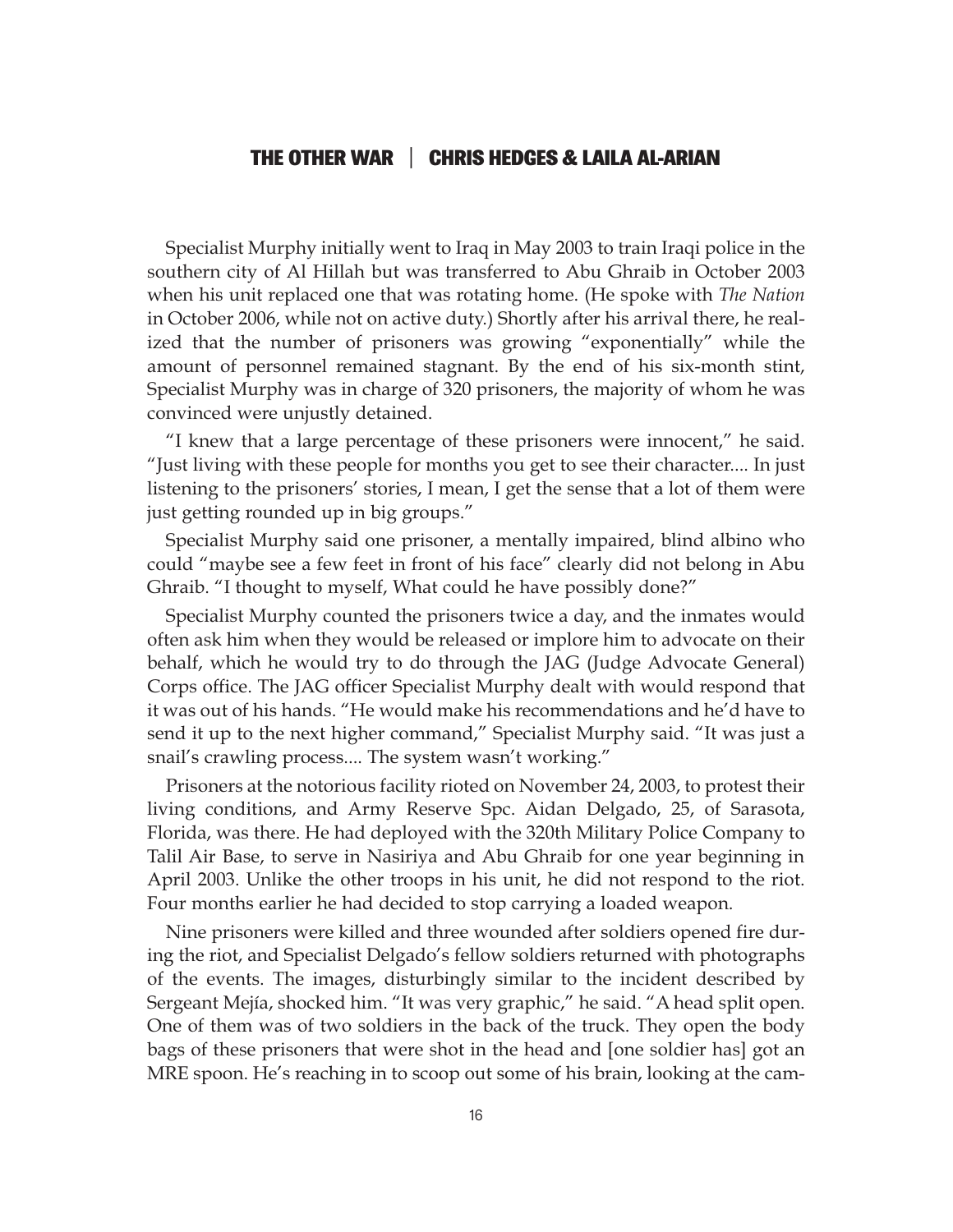Specialist Murphy initially went to Iraq in May 2003 to train Iraqi police in the southern city of Al Hillah but was transferred to Abu Ghraib in October 2003 when his unit replaced one that was rotating home. (He spoke with *The Nation* in October 2006, while not on active duty.) Shortly after his arrival there, he realized that the number of prisoners was growing "exponentially" while the amount of personnel remained stagnant. By the end of his six-month stint, Specialist Murphy was in charge of 320 prisoners, the majority of whom he was convinced were unjustly detained.

"I knew that a large percentage of these prisoners were innocent," he said. "Just living with these people for months you get to see their character.... In just listening to the prisoners' stories, I mean, I get the sense that a lot of them were just getting rounded up in big groups."

Specialist Murphy said one prisoner, a mentally impaired, blind albino who could "maybe see a few feet in front of his face" clearly did not belong in Abu Ghraib. "I thought to myself, What could he have possibly done?"

Specialist Murphy counted the prisoners twice a day, and the inmates would often ask him when they would be released or implore him to advocate on their behalf, which he would try to do through the JAG (Judge Advocate General) Corps office. The JAG officer Specialist Murphy dealt with would respond that it was out of his hands. "He would make his recommendations and he'd have to send it up to the next higher command," Specialist Murphy said. "It was just a snail's crawling process.... The system wasn't working."

Prisoners at the notorious facility rioted on November 24, 2003, to protest their living conditions, and Army Reserve Spc. Aidan Delgado, 25, of Sarasota, Florida, was there. He had deployed with the 320th Military Police Company to Talil Air Base, to serve in Nasiriya and Abu Ghraib for one year beginning in April 2003. Unlike the other troops in his unit, he did not respond to the riot. Four months earlier he had decided to stop carrying a loaded weapon.

Nine prisoners were killed and three wounded after soldiers opened fire during the riot, and Specialist Delgado's fellow soldiers returned with photographs of the events. The images, disturbingly similar to the incident described by Sergeant Mejía, shocked him. "It was very graphic," he said. "A head split open. One of them was of two soldiers in the back of the truck. They open the body bags of these prisoners that were shot in the head and [one soldier has] got an MRE spoon. He's reaching in to scoop out some of his brain, looking at the cam-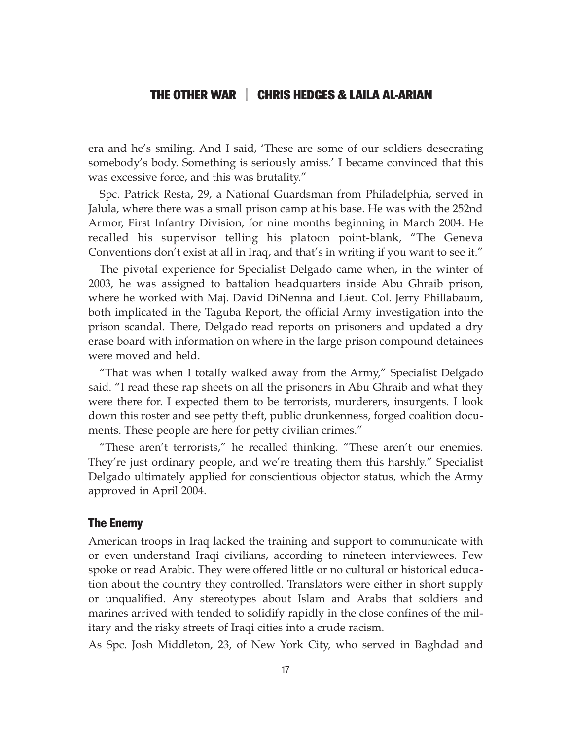era and he's smiling. And I said, 'These are some of our soldiers desecrating somebody's body. Something is seriously amiss.' I became convinced that this was excessive force, and this was brutality."

Spc. Patrick Resta, 29, a National Guardsman from Philadelphia, served in Jalula, where there was a small prison camp at his base. He was with the 252nd Armor, First Infantry Division, for nine months beginning in March 2004. He recalled his supervisor telling his platoon point-blank, "The Geneva Conventions don't exist at all in Iraq, and that's in writing if you want to see it."

The pivotal experience for Specialist Delgado came when, in the winter of 2003, he was assigned to battalion headquarters inside Abu Ghraib prison, where he worked with Maj. David DiNenna and Lieut. Col. Jerry Phillabaum, both implicated in the Taguba Report, the official Army investigation into the prison scandal. There, Delgado read reports on prisoners and updated a dry erase board with information on where in the large prison compound detainees were moved and held.

"That was when I totally walked away from the Army," Specialist Delgado said. "I read these rap sheets on all the prisoners in Abu Ghraib and what they were there for. I expected them to be terrorists, murderers, insurgents. I look down this roster and see petty theft, public drunkenness, forged coalition documents. These people are here for petty civilian crimes."

"These aren't terrorists," he recalled thinking. "These aren't our enemies. They're just ordinary people, and we're treating them this harshly." Specialist Delgado ultimately applied for conscientious objector status, which the Army approved in April 2004.

## The Enemy

American troops in Iraq lacked the training and support to communicate with or even understand Iraqi civilians, according to nineteen interviewees. Few spoke or read Arabic. They were offered little or no cultural or historical education about the country they controlled. Translators were either in short supply or unqualified. Any stereotypes about Islam and Arabs that soldiers and marines arrived with tended to solidify rapidly in the close confines of the military and the risky streets of Iraqi cities into a crude racism.

As Spc. Josh Middleton, 23, of New York City, who served in Baghdad and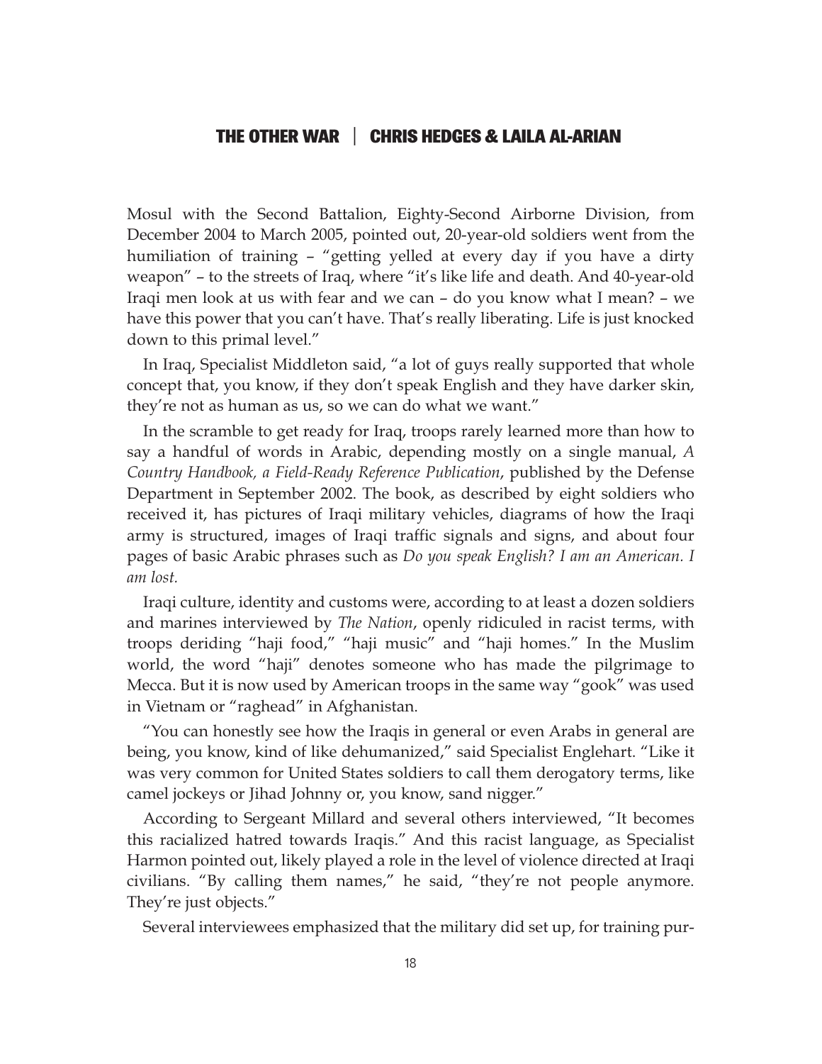Mosul with the Second Battalion, Eighty-Second Airborne Division, from December 2004 to March 2005, pointed out, 20-year-old soldiers went from the humiliation of training – "getting yelled at every day if you have a dirty weapon" – to the streets of Iraq, where "it's like life and death. And 40-year-old Iraqi men look at us with fear and we can – do you know what I mean? – we have this power that you can't have. That's really liberating. Life is just knocked down to this primal level."

In Iraq, Specialist Middleton said, "a lot of guys really supported that whole concept that, you know, if they don't speak English and they have darker skin, they're not as human as us, so we can do what we want."

In the scramble to get ready for Iraq, troops rarely learned more than how to say a handful of words in Arabic, depending mostly on a single manual, *A Country Handbook, a Field-Ready Reference Publication*, published by the Defense Department in September 2002. The book, as described by eight soldiers who received it, has pictures of Iraqi military vehicles, diagrams of how the Iraqi army is structured, images of Iraqi traffic signals and signs, and about four pages of basic Arabic phrases such as *Do you speak English? I am an American. I am lost.*

Iraqi culture, identity and customs were, according to at least a dozen soldiers and marines interviewed by *The Nation*, openly ridiculed in racist terms, with troops deriding "haji food," "haji music" and "haji homes." In the Muslim world, the word "haji" denotes someone who has made the pilgrimage to Mecca. But it is now used by American troops in the same way "gook" was used in Vietnam or "raghead" in Afghanistan.

"You can honestly see how the Iraqis in general or even Arabs in general are being, you know, kind of like dehumanized," said Specialist Englehart. "Like it was very common for United States soldiers to call them derogatory terms, like camel jockeys or Jihad Johnny or, you know, sand nigger."

According to Sergeant Millard and several others interviewed, "It becomes this racialized hatred towards Iraqis." And this racist language, as Specialist Harmon pointed out, likely played a role in the level of violence directed at Iraqi civilians. "By calling them names," he said, "they're not people anymore. They're just objects."

Several interviewees emphasized that the military did set up, for training pur-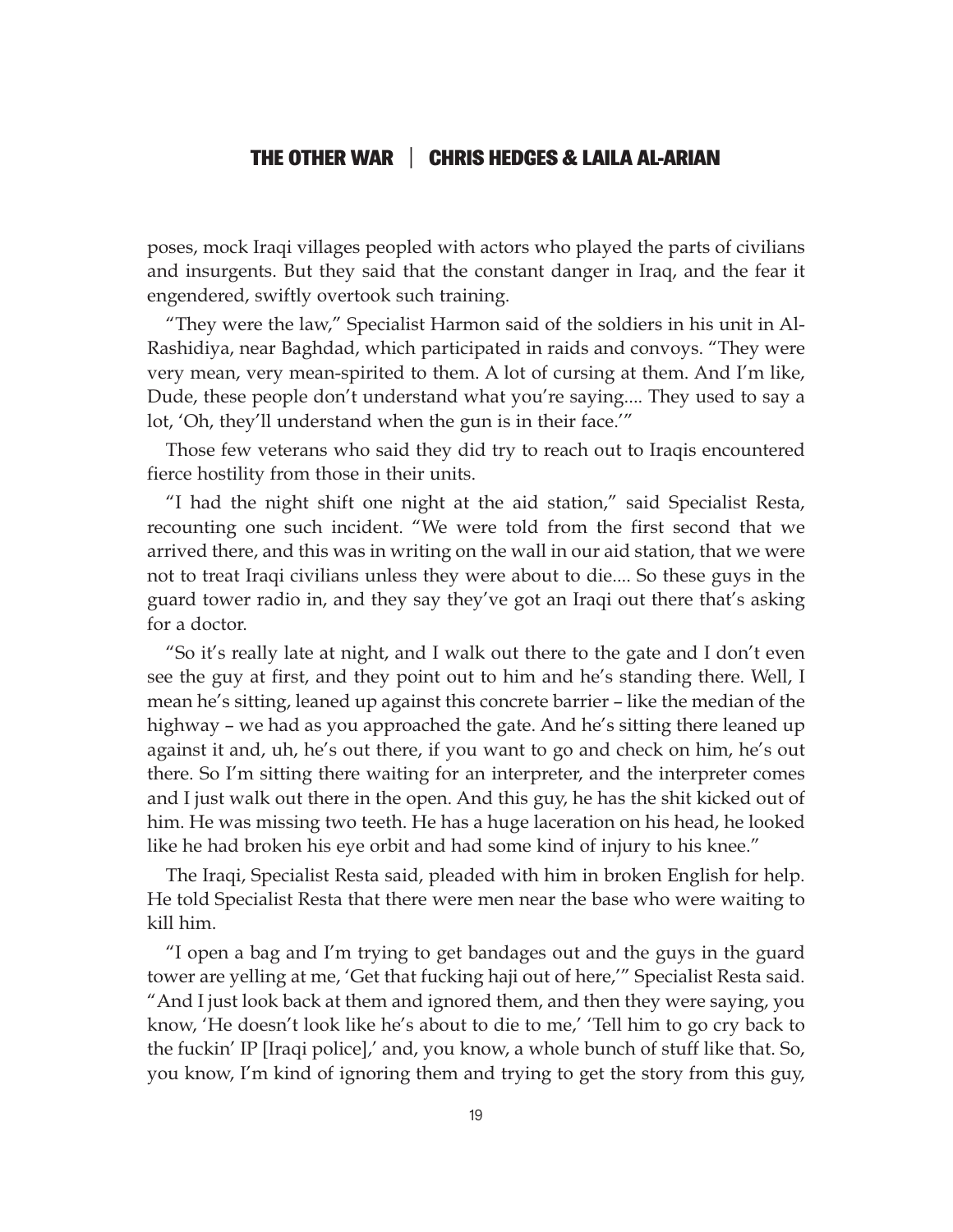poses, mock Iraqi villages peopled with actors who played the parts of civilians and insurgents. But they said that the constant danger in Iraq, and the fear it engendered, swiftly overtook such training.

"They were the law," Specialist Harmon said of the soldiers in his unit in Al-Rashidiya, near Baghdad, which participated in raids and convoys. "They were very mean, very mean-spirited to them. A lot of cursing at them. And I'm like, Dude, these people don't understand what you're saying.... They used to say a lot, 'Oh, they'll understand when the gun is in their face.'"

Those few veterans who said they did try to reach out to Iraqis encountered fierce hostility from those in their units.

"I had the night shift one night at the aid station," said Specialist Resta, recounting one such incident. "We were told from the first second that we arrived there, and this was in writing on the wall in our aid station, that we were not to treat Iraqi civilians unless they were about to die.... So these guys in the guard tower radio in, and they say they've got an Iraqi out there that's asking for a doctor.

"So it's really late at night, and I walk out there to the gate and I don't even see the guy at first, and they point out to him and he's standing there. Well, I mean he's sitting, leaned up against this concrete barrier – like the median of the highway – we had as you approached the gate. And he's sitting there leaned up against it and, uh, he's out there, if you want to go and check on him, he's out there. So I'm sitting there waiting for an interpreter, and the interpreter comes and I just walk out there in the open. And this guy, he has the shit kicked out of him. He was missing two teeth. He has a huge laceration on his head, he looked like he had broken his eye orbit and had some kind of injury to his knee."

The Iraqi, Specialist Resta said, pleaded with him in broken English for help. He told Specialist Resta that there were men near the base who were waiting to kill him.

"I open a bag and I'm trying to get bandages out and the guys in the guard tower are yelling at me, 'Get that fucking haji out of here,'" Specialist Resta said. "And I just look back at them and ignored them, and then they were saying, you know, 'He doesn't look like he's about to die to me,' 'Tell him to go cry back to the fuckin' IP [Iraqi police],' and, you know, a whole bunch of stuff like that. So, you know, I'm kind of ignoring them and trying to get the story from this guy,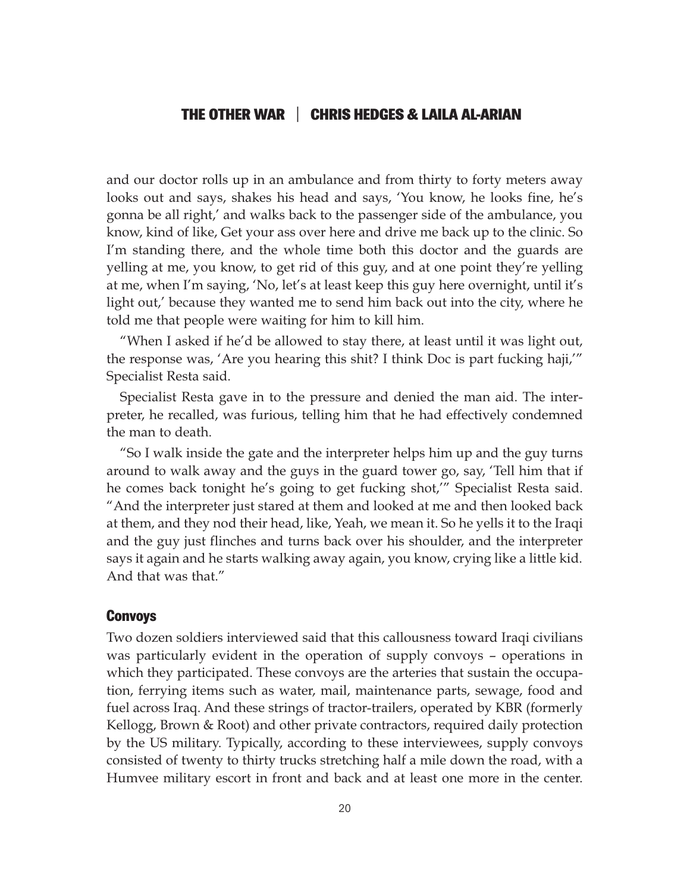and our doctor rolls up in an ambulance and from thirty to forty meters away looks out and says, shakes his head and says, 'You know, he looks fine, he's gonna be all right,' and walks back to the passenger side of the ambulance, you know, kind of like, Get your ass over here and drive me back up to the clinic. So I'm standing there, and the whole time both this doctor and the guards are yelling at me, you know, to get rid of this guy, and at one point they're yelling at me, when I'm saying, 'No, let's at least keep this guy here overnight, until it's light out,' because they wanted me to send him back out into the city, where he told me that people were waiting for him to kill him.

"When I asked if he'd be allowed to stay there, at least until it was light out, the response was, 'Are you hearing this shit? I think Doc is part fucking haji,'" Specialist Resta said.

Specialist Resta gave in to the pressure and denied the man aid. The interpreter, he recalled, was furious, telling him that he had effectively condemned the man to death.

"So I walk inside the gate and the interpreter helps him up and the guy turns around to walk away and the guys in the guard tower go, say, 'Tell him that if he comes back tonight he's going to get fucking shot,'" Specialist Resta said. "And the interpreter just stared at them and looked at me and then looked back at them, and they nod their head, like, Yeah, we mean it. So he yells it to the Iraqi and the guy just flinches and turns back over his shoulder, and the interpreter says it again and he starts walking away again, you know, crying like a little kid. And that was that."

## Convoys

Two dozen soldiers interviewed said that this callousness toward Iraqi civilians was particularly evident in the operation of supply convoys – operations in which they participated. These convoys are the arteries that sustain the occupation, ferrying items such as water, mail, maintenance parts, sewage, food and fuel across Iraq. And these strings of tractor-trailers, operated by KBR (formerly Kellogg, Brown & Root) and other private contractors, required daily protection by the US military. Typically, according to these interviewees, supply convoys consisted of twenty to thirty trucks stretching half a mile down the road, with a Humvee military escort in front and back and at least one more in the center.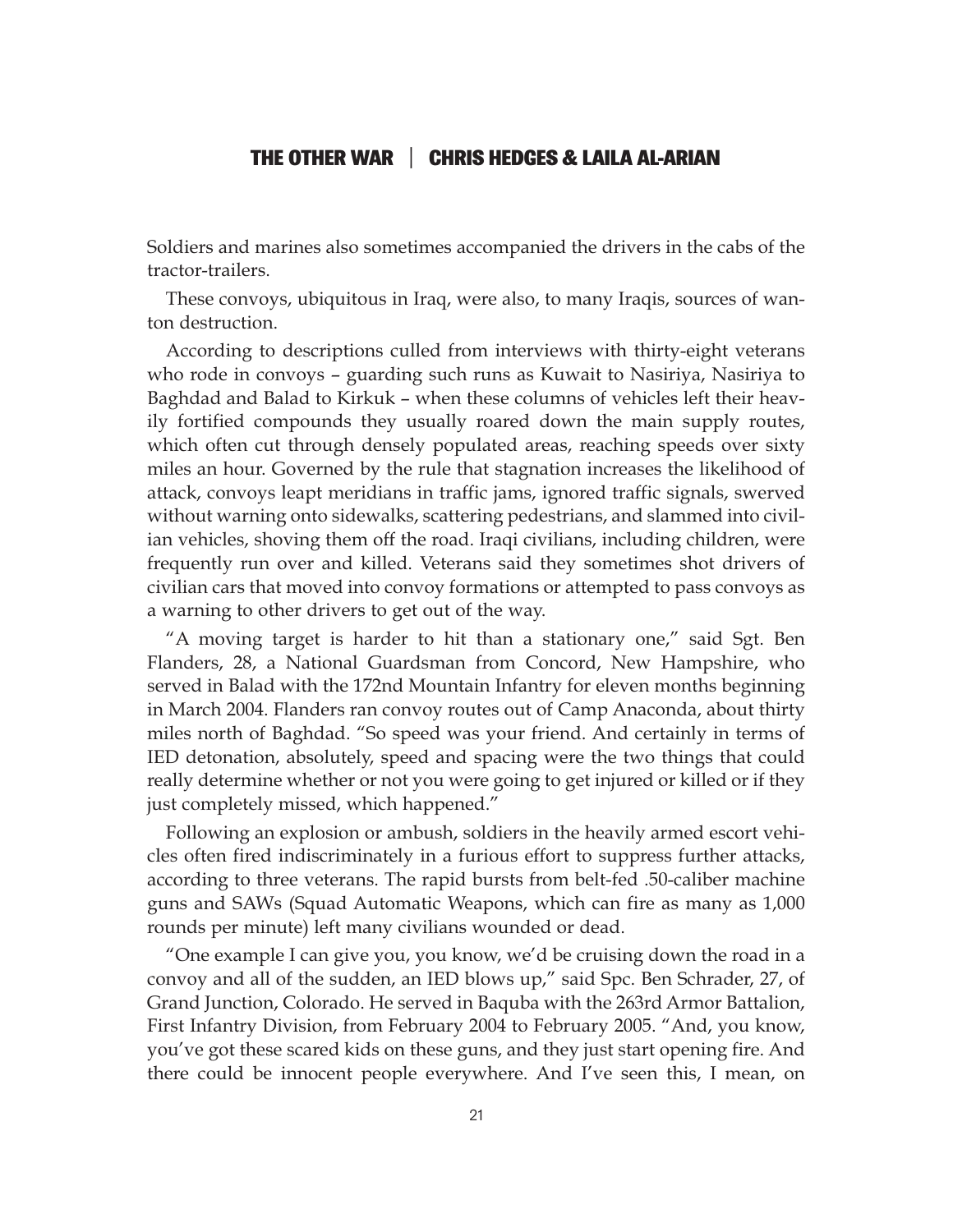Soldiers and marines also sometimes accompanied the drivers in the cabs of the tractor-trailers.

These convoys, ubiquitous in Iraq, were also, to many Iraqis, sources of wanton destruction.

According to descriptions culled from interviews with thirty-eight veterans who rode in convoys – guarding such runs as Kuwait to Nasiriya, Nasiriya to Baghdad and Balad to Kirkuk – when these columns of vehicles left their heavily fortified compounds they usually roared down the main supply routes, which often cut through densely populated areas, reaching speeds over sixty miles an hour. Governed by the rule that stagnation increases the likelihood of attack, convoys leapt meridians in traffic jams, ignored traffic signals, swerved without warning onto sidewalks, scattering pedestrians, and slammed into civilian vehicles, shoving them off the road. Iraqi civilians, including children, were frequently run over and killed. Veterans said they sometimes shot drivers of civilian cars that moved into convoy formations or attempted to pass convoys as a warning to other drivers to get out of the way.

"A moving target is harder to hit than a stationary one," said Sgt. Ben Flanders, 28, a National Guardsman from Concord, New Hampshire, who served in Balad with the 172nd Mountain Infantry for eleven months beginning in March 2004. Flanders ran convoy routes out of Camp Anaconda, about thirty miles north of Baghdad. "So speed was your friend. And certainly in terms of IED detonation, absolutely, speed and spacing were the two things that could really determine whether or not you were going to get injured or killed or if they just completely missed, which happened."

Following an explosion or ambush, soldiers in the heavily armed escort vehicles often fired indiscriminately in a furious effort to suppress further attacks, according to three veterans. The rapid bursts from belt-fed .50-caliber machine guns and SAWs (Squad Automatic Weapons, which can fire as many as 1,000 rounds per minute) left many civilians wounded or dead.

"One example I can give you, you know, we'd be cruising down the road in a convoy and all of the sudden, an IED blows up," said Spc. Ben Schrader, 27, of Grand Junction, Colorado. He served in Baquba with the 263rd Armor Battalion, First Infantry Division, from February 2004 to February 2005. "And, you know, you've got these scared kids on these guns, and they just start opening fire. And there could be innocent people everywhere. And I've seen this, I mean, on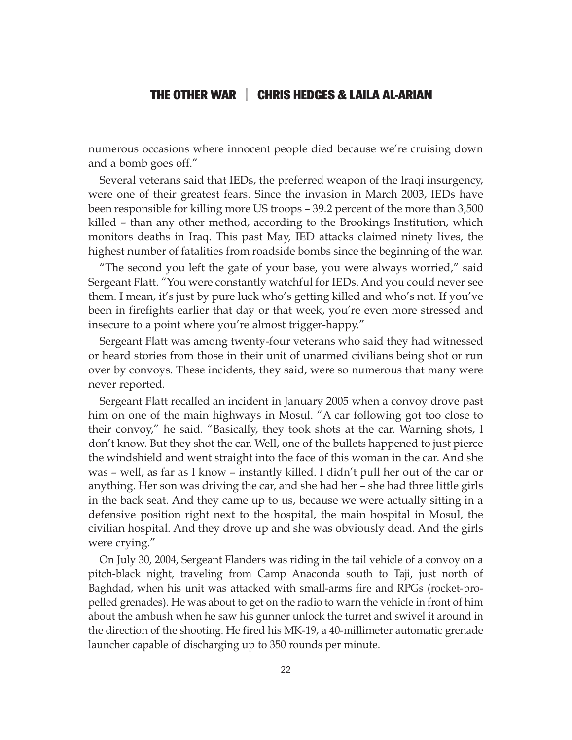numerous occasions where innocent people died because we're cruising down and a bomb goes off."

Several veterans said that IEDs, the preferred weapon of the Iraqi insurgency, were one of their greatest fears. Since the invasion in March 2003, IEDs have been responsible for killing more US troops – 39.2 percent of the more than 3,500 killed – than any other method, according to the Brookings Institution, which monitors deaths in Iraq. This past May, IED attacks claimed ninety lives, the highest number of fatalities from roadside bombs since the beginning of the war.

"The second you left the gate of your base, you were always worried," said Sergeant Flatt. "You were constantly watchful for IEDs. And you could never see them. I mean, it's just by pure luck who's getting killed and who's not. If you've been in firefights earlier that day or that week, you're even more stressed and insecure to a point where you're almost trigger-happy."

Sergeant Flatt was among twenty-four veterans who said they had witnessed or heard stories from those in their unit of unarmed civilians being shot or run over by convoys. These incidents, they said, were so numerous that many were never reported.

Sergeant Flatt recalled an incident in January 2005 when a convoy drove past him on one of the main highways in Mosul. "A car following got too close to their convoy," he said. "Basically, they took shots at the car. Warning shots, I don't know. But they shot the car. Well, one of the bullets happened to just pierce the windshield and went straight into the face of this woman in the car. And she was – well, as far as I know – instantly killed. I didn't pull her out of the car or anything. Her son was driving the car, and she had her – she had three little girls in the back seat. And they came up to us, because we were actually sitting in a defensive position right next to the hospital, the main hospital in Mosul, the civilian hospital. And they drove up and she was obviously dead. And the girls were crying."

On July 30, 2004, Sergeant Flanders was riding in the tail vehicle of a convoy on a pitch-black night, traveling from Camp Anaconda south to Taji, just north of Baghdad, when his unit was attacked with small-arms fire and RPGs (rocket-propelled grenades). He was about to get on the radio to warn the vehicle in front of him about the ambush when he saw his gunner unlock the turret and swivel it around in the direction of the shooting. He fired his MK-19, a 40-millimeter automatic grenade launcher capable of discharging up to 350 rounds per minute.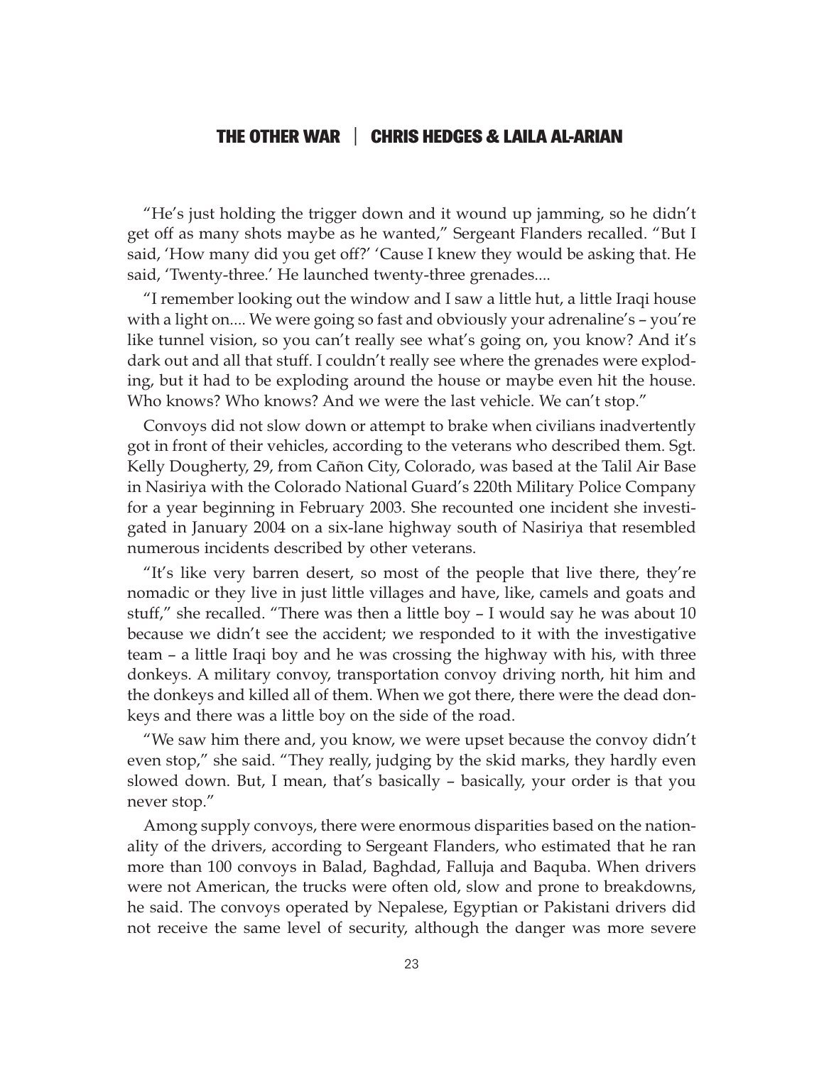"He's just holding the trigger down and it wound up jamming, so he didn't get off as many shots maybe as he wanted," Sergeant Flanders recalled. "But I said, 'How many did you get off?' 'Cause I knew they would be asking that. He said, 'Twenty-three.' He launched twenty-three grenades....

"I remember looking out the window and I saw a little hut, a little Iraqi house with a light on.... We were going so fast and obviously your adrenaline's – you're like tunnel vision, so you can't really see what's going on, you know? And it's dark out and all that stuff. I couldn't really see where the grenades were exploding, but it had to be exploding around the house or maybe even hit the house. Who knows? Who knows? And we were the last vehicle. We can't stop."

Convoys did not slow down or attempt to brake when civilians inadvertently got in front of their vehicles, according to the veterans who described them. Sgt. Kelly Dougherty, 29, from Cañon City, Colorado, was based at the Talil Air Base in Nasiriya with the Colorado National Guard's 220th Military Police Company for a year beginning in February 2003. She recounted one incident she investigated in January 2004 on a six-lane highway south of Nasiriya that resembled numerous incidents described by other veterans.

"It's like very barren desert, so most of the people that live there, they're nomadic or they live in just little villages and have, like, camels and goats and stuff," she recalled. "There was then a little boy – I would say he was about 10 because we didn't see the accident; we responded to it with the investigative team – a little Iraqi boy and he was crossing the highway with his, with three donkeys. A military convoy, transportation convoy driving north, hit him and the donkeys and killed all of them. When we got there, there were the dead donkeys and there was a little boy on the side of the road.

"We saw him there and, you know, we were upset because the convoy didn't even stop," she said. "They really, judging by the skid marks, they hardly even slowed down. But, I mean, that's basically – basically, your order is that you never stop."

Among supply convoys, there were enormous disparities based on the nationality of the drivers, according to Sergeant Flanders, who estimated that he ran more than 100 convoys in Balad, Baghdad, Falluja and Baquba. When drivers were not American, the trucks were often old, slow and prone to breakdowns, he said. The convoys operated by Nepalese, Egyptian or Pakistani drivers did not receive the same level of security, although the danger was more severe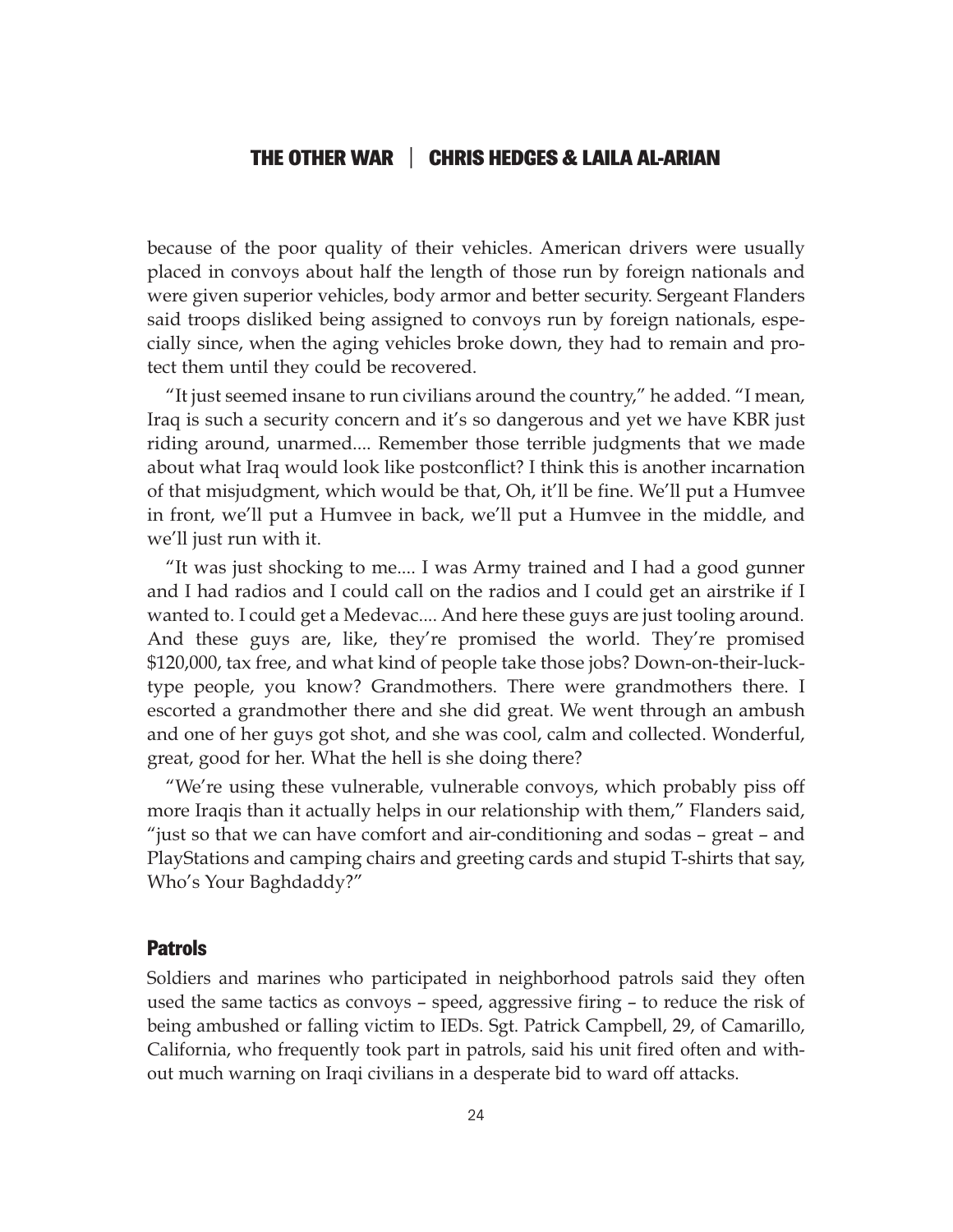because of the poor quality of their vehicles. American drivers were usually placed in convoys about half the length of those run by foreign nationals and were given superior vehicles, body armor and better security. Sergeant Flanders said troops disliked being assigned to convoys run by foreign nationals, especially since, when the aging vehicles broke down, they had to remain and protect them until they could be recovered.

"It just seemed insane to run civilians around the country," he added. "I mean, Iraq is such a security concern and it's so dangerous and yet we have KBR just riding around, unarmed.... Remember those terrible judgments that we made about what Iraq would look like postconflict? I think this is another incarnation of that misjudgment, which would be that, Oh, it'll be fine. We'll put a Humvee in front, we'll put a Humvee in back, we'll put a Humvee in the middle, and we'll just run with it.

"It was just shocking to me.... I was Army trained and I had a good gunner and I had radios and I could call on the radios and I could get an airstrike if I wanted to. I could get a Medevac.... And here these guys are just tooling around. And these guys are, like, they're promised the world. They're promised $120,000, tax free, and what kind of people take those jobs? Down-on-their-luck-type people, you know? Grandmothers. There were grandmothers there. I escorted a grandmother there and she did great. We went through an ambush and one of her guys got shot, and she was cool, calm and collected. Wonderful, great, good for her. What the hell is she doing there?

"We're using these vulnerable, vulnerable convoys, which probably piss off more Iraqis than it actually helps in our relationship with them," Flanders said, "just so that we can have comfort and air-conditioning and sodas – great – and PlayStations and camping chairs and greeting cards and stupid T-shirts that say, Who's Your Baghdaddy?"

## Patrols

Soldiers and marines who participated in neighborhood patrols said they often used the same tactics as convoys – speed, aggressive firing – to reduce the risk of being ambushed or falling victim to IEDs. Sgt. Patrick Campbell, 29, of Camarillo, California, who frequently took part in patrols, said his unit fired often and without much warning on Iraqi civilians in a desperate bid to ward off attacks.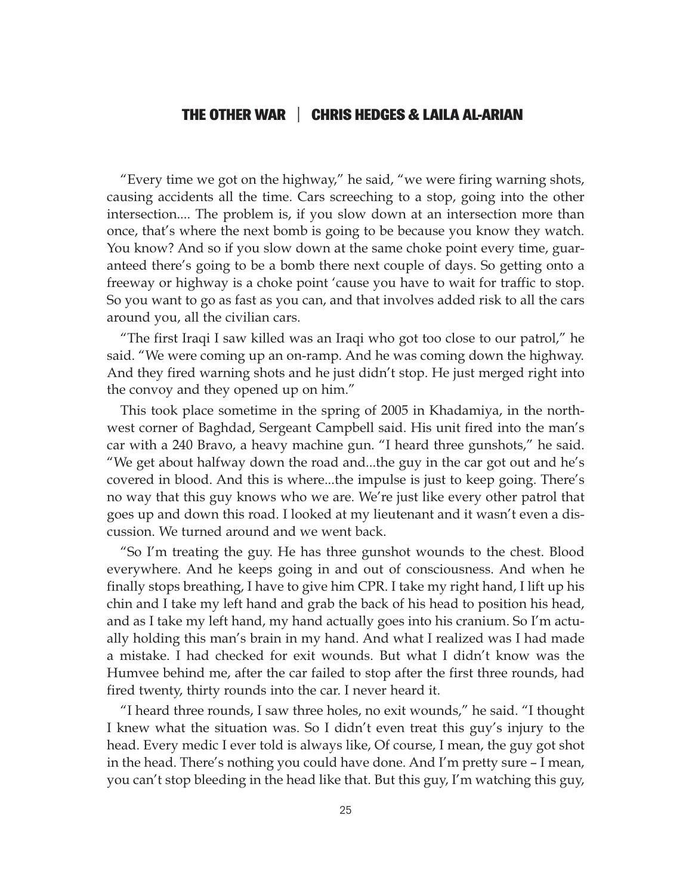"Every time we got on the highway," he said, "we were firing warning shots, causing accidents all the time. Cars screeching to a stop, going into the other intersection.... The problem is, if you slow down at an intersection more than once, that's where the next bomb is going to be because you know they watch. You know? And so if you slow down at the same choke point every time, guaranteed there's going to be a bomb there next couple of days. So getting onto a freeway or highway is a choke point 'cause you have to wait for traffic to stop. So you want to go as fast as you can, and that involves added risk to all the cars around you, all the civilian cars.

"The first Iraqi I saw killed was an Iraqi who got too close to our patrol," he said. "We were coming up an on-ramp. And he was coming down the highway. And they fired warning shots and he just didn't stop. He just merged right into the convoy and they opened up on him."

This took place sometime in the spring of 2005 in Khadamiya, in the northwest corner of Baghdad, Sergeant Campbell said. His unit fired into the man's car with a 240 Bravo, a heavy machine gun. "I heard three gunshots," he said. "We get about halfway down the road and...the guy in the car got out and he's covered in blood. And this is where...the impulse is just to keep going. There's no way that this guy knows who we are. We're just like every other patrol that goes up and down this road. I looked at my lieutenant and it wasn't even a discussion. We turned around and we went back.

"So I'm treating the guy. He has three gunshot wounds to the chest. Blood everywhere. And he keeps going in and out of consciousness. And when he finally stops breathing, I have to give him CPR. I take my right hand, I lift up his chin and I take my left hand and grab the back of his head to position his head, and as I take my left hand, my hand actually goes into his cranium. So I'm actually holding this man's brain in my hand. And what I realized was I had made a mistake. I had checked for exit wounds. But what I didn't know was the Humvee behind me, after the car failed to stop after the first three rounds, had fired twenty, thirty rounds into the car. I never heard it.

"I heard three rounds, I saw three holes, no exit wounds," he said. "I thought I knew what the situation was. So I didn't even treat this guy's injury to the head. Every medic I ever told is always like, Of course, I mean, the guy got shot in the head. There's nothing you could have done. And I'm pretty sure – I mean, you can't stop bleeding in the head like that. But this guy, I'm watching this guy,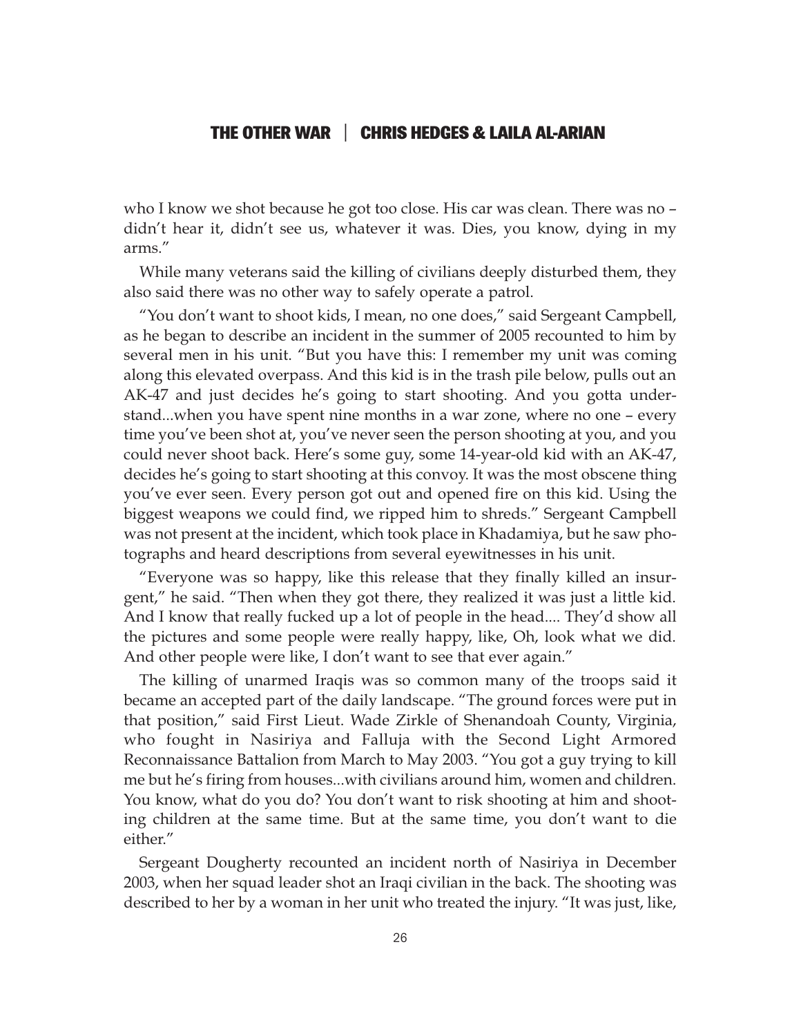who I know we shot because he got too close. His car was clean. There was no – didn't hear it, didn't see us, whatever it was. Dies, you know, dying in my arms."

While many veterans said the killing of civilians deeply disturbed them, they also said there was no other way to safely operate a patrol.

"You don't want to shoot kids, I mean, no one does," said Sergeant Campbell, as he began to describe an incident in the summer of 2005 recounted to him by several men in his unit. "But you have this: I remember my unit was coming along this elevated overpass. And this kid is in the trash pile below, pulls out an AK-47 and just decides he's going to start shooting. And you gotta understand...when you have spent nine months in a war zone, where no one – every time you've been shot at, you've never seen the person shooting at you, and you could never shoot back. Here's some guy, some 14-year-old kid with an AK-47, decides he's going to start shooting at this convoy. It was the most obscene thing you've ever seen. Every person got out and opened fire on this kid. Using the biggest weapons we could find, we ripped him to shreds." Sergeant Campbell was not present at the incident, which took place in Khadamiya, but he saw photographs and heard descriptions from several eyewitnesses in his unit.

"Everyone was so happy, like this release that they finally killed an insurgent," he said. "Then when they got there, they realized it was just a little kid. And I know that really fucked up a lot of people in the head.... They'd show all the pictures and some people were really happy, like, Oh, look what we did. And other people were like, I don't want to see that ever again."

The killing of unarmed Iraqis was so common many of the troops said it became an accepted part of the daily landscape. "The ground forces were put in that position," said First Lieut. Wade Zirkle of Shenandoah County, Virginia, who fought in Nasiriya and Falluja with the Second Light Armored Reconnaissance Battalion from March to May 2003. "You got a guy trying to kill me but he's firing from houses...with civilians around him, women and children. You know, what do you do? You don't want to risk shooting at him and shooting children at the same time. But at the same time, you don't want to die either."

Sergeant Dougherty recounted an incident north of Nasiriya in December 2003, when her squad leader shot an Iraqi civilian in the back. The shooting was described to her by a woman in her unit who treated the injury. "It was just, like,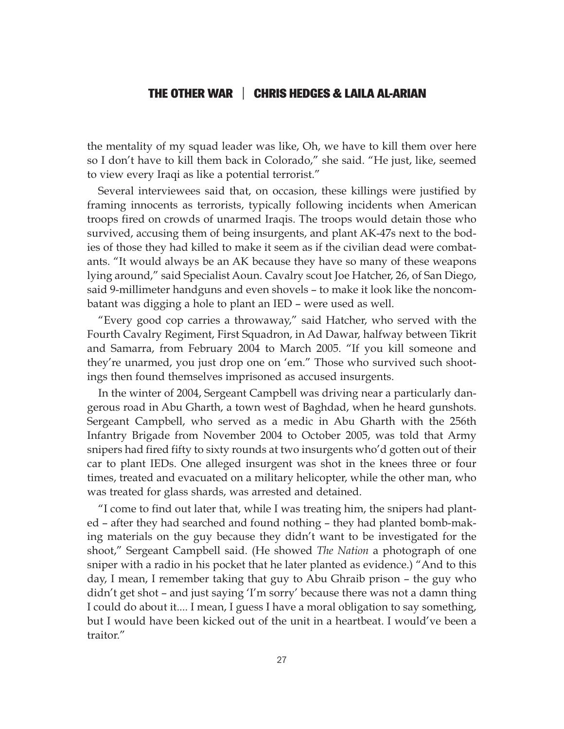the mentality of my squad leader was like, Oh, we have to kill them over here so I don't have to kill them back in Colorado," she said. "He just, like, seemed to view every Iraqi as like a potential terrorist."

Several interviewees said that, on occasion, these killings were justified by framing innocents as terrorists, typically following incidents when American troops fired on crowds of unarmed Iraqis. The troops would detain those who survived, accusing them of being insurgents, and plant AK-47s next to the bodies of those they had killed to make it seem as if the civilian dead were combatants. "It would always be an AK because they have so many of these weapons lying around," said Specialist Aoun. Cavalry scout Joe Hatcher, 26, of San Diego, said 9-millimeter handguns and even shovels – to make it look like the noncombatant was digging a hole to plant an IED – were used as well.

"Every good cop carries a throwaway," said Hatcher, who served with the Fourth Cavalry Regiment, First Squadron, in Ad Dawar, halfway between Tikrit and Samarra, from February 2004 to March 2005. "If you kill someone and they're unarmed, you just drop one on 'em." Those who survived such shootings then found themselves imprisoned as accused insurgents.

In the winter of 2004, Sergeant Campbell was driving near a particularly dangerous road in Abu Gharth, a town west of Baghdad, when he heard gunshots. Sergeant Campbell, who served as a medic in Abu Gharth with the 256th Infantry Brigade from November 2004 to October 2005, was told that Army snipers had fired fifty to sixty rounds at two insurgents who'd gotten out of their car to plant IEDs. One alleged insurgent was shot in the knees three or four times, treated and evacuated on a military helicopter, while the other man, who was treated for glass shards, was arrested and detained.

"I come to find out later that, while I was treating him, the snipers had planted – after they had searched and found nothing – they had planted bomb-making materials on the guy because they didn't want to be investigated for the shoot," Sergeant Campbell said. (He showed *The Nation* a photograph of one sniper with a radio in his pocket that he later planted as evidence.) "And to this day, I mean, I remember taking that guy to Abu Ghraib prison – the guy who didn't get shot – and just saying 'I'm sorry' because there was not a damn thing I could do about it.... I mean, I guess I have a moral obligation to say something, but I would have been kicked out of the unit in a heartbeat. I would've been a traitor."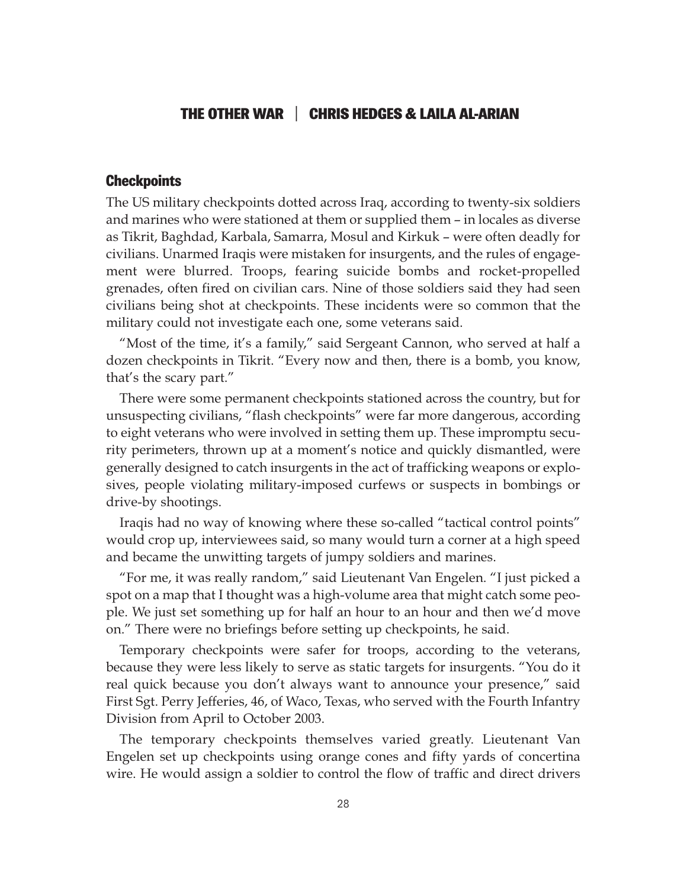## Checkpoints

The US military checkpoints dotted across Iraq, according to twenty-six soldiers and marines who were stationed at them or supplied them – in locales as diverse as Tikrit, Baghdad, Karbala, Samarra, Mosul and Kirkuk – were often deadly for civilians. Unarmed Iraqis were mistaken for insurgents, and the rules of engagement were blurred. Troops, fearing suicide bombs and rocket-propelled grenades, often fired on civilian cars. Nine of those soldiers said they had seen civilians being shot at checkpoints. These incidents were so common that the military could not investigate each one, some veterans said.

"Most of the time, it's a family," said Sergeant Cannon, who served at half a dozen checkpoints in Tikrit. "Every now and then, there is a bomb, you know, that's the scary part."

There were some permanent checkpoints stationed across the country, but for unsuspecting civilians, "flash checkpoints" were far more dangerous, according to eight veterans who were involved in setting them up. These impromptu security perimeters, thrown up at a moment's notice and quickly dismantled, were generally designed to catch insurgents in the act of trafficking weapons or explosives, people violating military-imposed curfews or suspects in bombings or drive-by shootings.

Iraqis had no way of knowing where these so-called "tactical control points" would crop up, interviewees said, so many would turn a corner at a high speed and became the unwitting targets of jumpy soldiers and marines.

"For me, it was really random," said Lieutenant Van Engelen. "I just picked a spot on a map that I thought was a high-volume area that might catch some people. We just set something up for half an hour to an hour and then we'd move on." There were no briefings before setting up checkpoints, he said.

Temporary checkpoints were safer for troops, according to the veterans, because they were less likely to serve as static targets for insurgents. "You do it real quick because you don't always want to announce your presence," said First Sgt. Perry Jefferies, 46, of Waco, Texas, who served with the Fourth Infantry Division from April to October 2003.

The temporary checkpoints themselves varied greatly. Lieutenant Van Engelen set up checkpoints using orange cones and fifty yards of concertina wire. He would assign a soldier to control the flow of traffic and direct drivers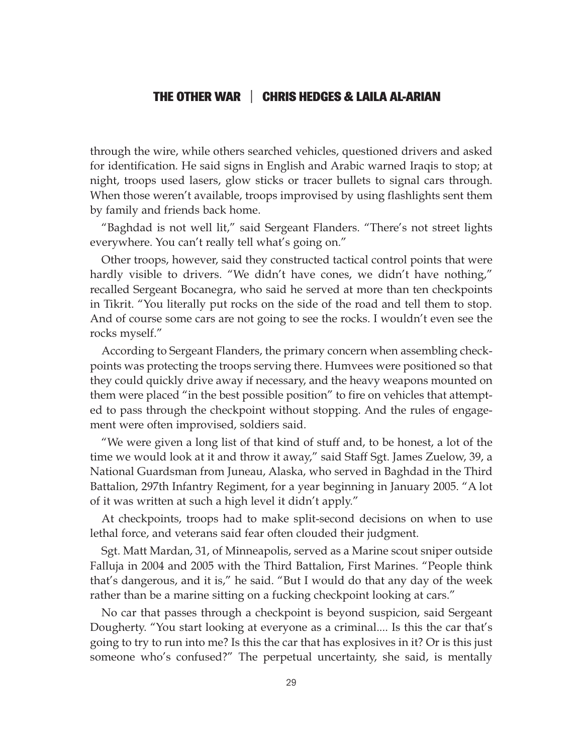through the wire, while others searched vehicles, questioned drivers and asked for identification. He said signs in English and Arabic warned Iraqis to stop; at night, troops used lasers, glow sticks or tracer bullets to signal cars through. When those weren't available, troops improvised by using flashlights sent them by family and friends back home.

"Baghdad is not well lit," said Sergeant Flanders. "There's not street lights everywhere. You can't really tell what's going on."

Other troops, however, said they constructed tactical control points that were hardly visible to drivers. "We didn't have cones, we didn't have nothing," recalled Sergeant Bocanegra, who said he served at more than ten checkpoints in Tikrit. "You literally put rocks on the side of the road and tell them to stop. And of course some cars are not going to see the rocks. I wouldn't even see the rocks myself."

According to Sergeant Flanders, the primary concern when assembling checkpoints was protecting the troops serving there. Humvees were positioned so that they could quickly drive away if necessary, and the heavy weapons mounted on them were placed "in the best possible position" to fire on vehicles that attempted to pass through the checkpoint without stopping. And the rules of engagement were often improvised, soldiers said.

"We were given a long list of that kind of stuff and, to be honest, a lot of the time we would look at it and throw it away," said Staff Sgt. James Zuelow, 39, a National Guardsman from Juneau, Alaska, who served in Baghdad in the Third Battalion, 297th Infantry Regiment, for a year beginning in January 2005. "A lot of it was written at such a high level it didn't apply."

At checkpoints, troops had to make split-second decisions on when to use lethal force, and veterans said fear often clouded their judgment.

Sgt. Matt Mardan, 31, of Minneapolis, served as a Marine scout sniper outside Falluja in 2004 and 2005 with the Third Battalion, First Marines. "People think that's dangerous, and it is," he said. "But I would do that any day of the week rather than be a marine sitting on a fucking checkpoint looking at cars."

No car that passes through a checkpoint is beyond suspicion, said Sergeant Dougherty. "You start looking at everyone as a criminal.... Is this the car that's going to try to run into me? Is this the car that has explosives in it? Or is this just someone who's confused?" The perpetual uncertainty, she said, is mentally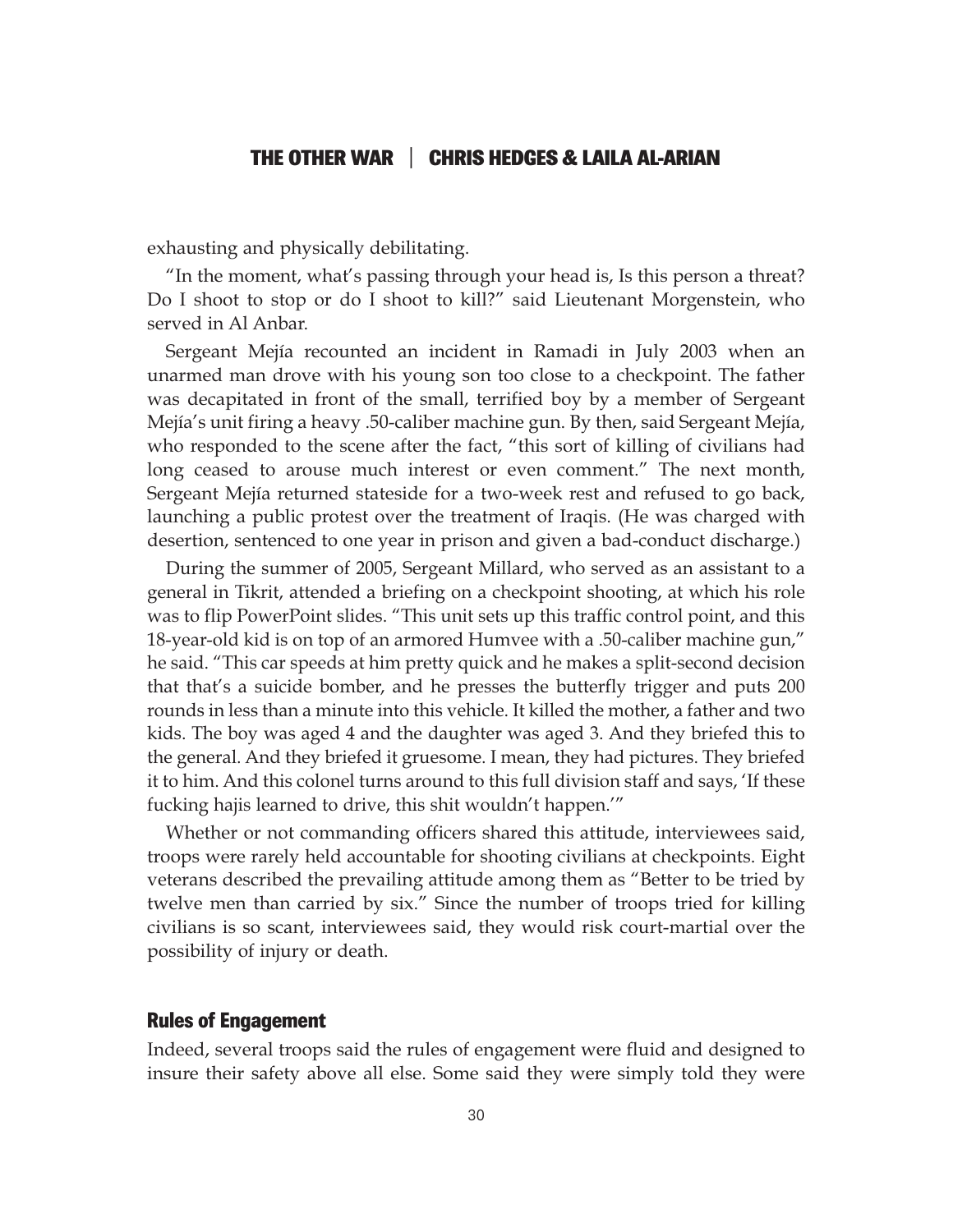exhausting and physically debilitating.

"In the moment, what's passing through your head is, Is this person a threat? Do I shoot to stop or do I shoot to kill?" said Lieutenant Morgenstein, who served in Al Anbar.

Sergeant Mejía recounted an incident in Ramadi in July 2003 when an unarmed man drove with his young son too close to a checkpoint. The father was decapitated in front of the small, terrified boy by a member of Sergeant Mejía's unit firing a heavy .50-caliber machine gun. By then, said Sergeant Mejía, who responded to the scene after the fact, "this sort of killing of civilians had long ceased to arouse much interest or even comment." The next month, Sergeant Mejía returned stateside for a two-week rest and refused to go back, launching a public protest over the treatment of Iraqis. (He was charged with desertion, sentenced to one year in prison and given a bad-conduct discharge.)

During the summer of 2005, Sergeant Millard, who served as an assistant to a general in Tikrit, attended a briefing on a checkpoint shooting, at which his role was to flip PowerPoint slides. "This unit sets up this traffic control point, and this 18-year-old kid is on top of an armored Humvee with a .50-caliber machine gun," he said. "This car speeds at him pretty quick and he makes a split-second decision that that's a suicide bomber, and he presses the butterfly trigger and puts 200 rounds in less than a minute into this vehicle. It killed the mother, a father and two kids. The boy was aged 4 and the daughter was aged 3. And they briefed this to the general. And they briefed it gruesome. I mean, they had pictures. They briefed it to him. And this colonel turns around to this full division staff and says, 'If these fucking hajis learned to drive, this shit wouldn't happen.'"

Whether or not commanding officers shared this attitude, interviewees said, troops were rarely held accountable for shooting civilians at checkpoints. Eight veterans described the prevailing attitude among them as "Better to be tried by twelve men than carried by six." Since the number of troops tried for killing civilians is so scant, interviewees said, they would risk court-martial over the possibility of injury or death.

## Rules of Engagement

Indeed, several troops said the rules of engagement were fluid and designed to insure their safety above all else. Some said they were simply told they were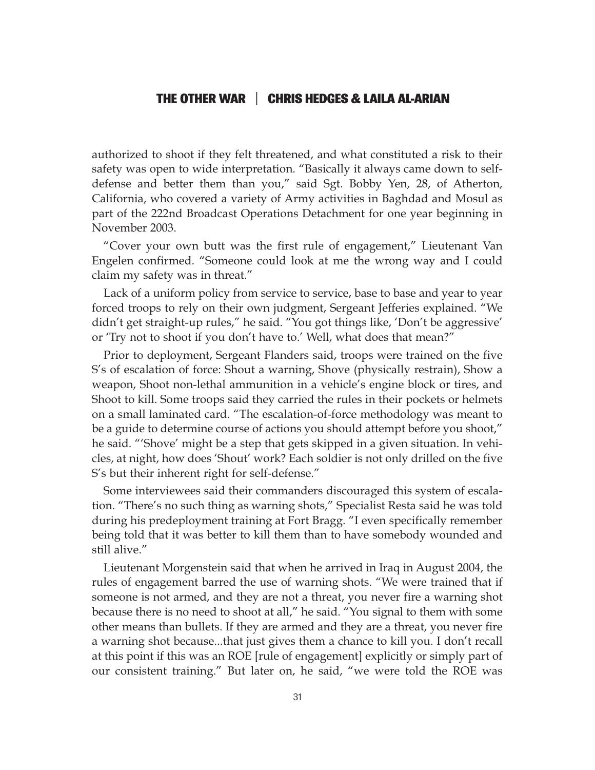authorized to shoot if they felt threatened, and what constituted a risk to their safety was open to wide interpretation. "Basically it always came down to self-defense and better them than you," said Sgt. Bobby Yen, 28, of Atherton, California, who covered a variety of Army activities in Baghdad and Mosul as part of the 222nd Broadcast Operations Detachment for one year beginning in November 2003.

"Cover your own butt was the first rule of engagement," Lieutenant Van Engelen confirmed. "Someone could look at me the wrong way and I could claim my safety was in threat."

Lack of a uniform policy from service to service, base to base and year to year forced troops to rely on their own judgment, Sergeant Jefferies explained. "We didn't get straight-up rules," he said. "You got things like, 'Don't be aggressive' or 'Try not to shoot if you don't have to.' Well, what does that mean?"

Prior to deployment, Sergeant Flanders said, troops were trained on the five S's of escalation of force: Shout a warning, Shove (physically restrain), Show a weapon, Shoot non-lethal ammunition in a vehicle's engine block or tires, and Shoot to kill. Some troops said they carried the rules in their pockets or helmets on a small laminated card. "The escalation-of-force methodology was meant to be a guide to determine course of actions you should attempt before you shoot," he said. "'Shove' might be a step that gets skipped in a given situation. In vehicles, at night, how does 'Shout' work? Each soldier is not only drilled on the five S's but their inherent right for self-defense."

Some interviewees said their commanders discouraged this system of escalation. "There's no such thing as warning shots," Specialist Resta said he was told during his predeployment training at Fort Bragg. "I even specifically remember being told that it was better to kill them than to have somebody wounded and still alive."

Lieutenant Morgenstein said that when he arrived in Iraq in August 2004, the rules of engagement barred the use of warning shots. "We were trained that if someone is not armed, and they are not a threat, you never fire a warning shot because there is no need to shoot at all," he said. "You signal to them with some other means than bullets. If they are armed and they are a threat, you never fire a warning shot because...that just gives them a chance to kill you. I don't recall at this point if this was an ROE [rule of engagement] explicitly or simply part of our consistent training." But later on, he said, "we were told the ROE was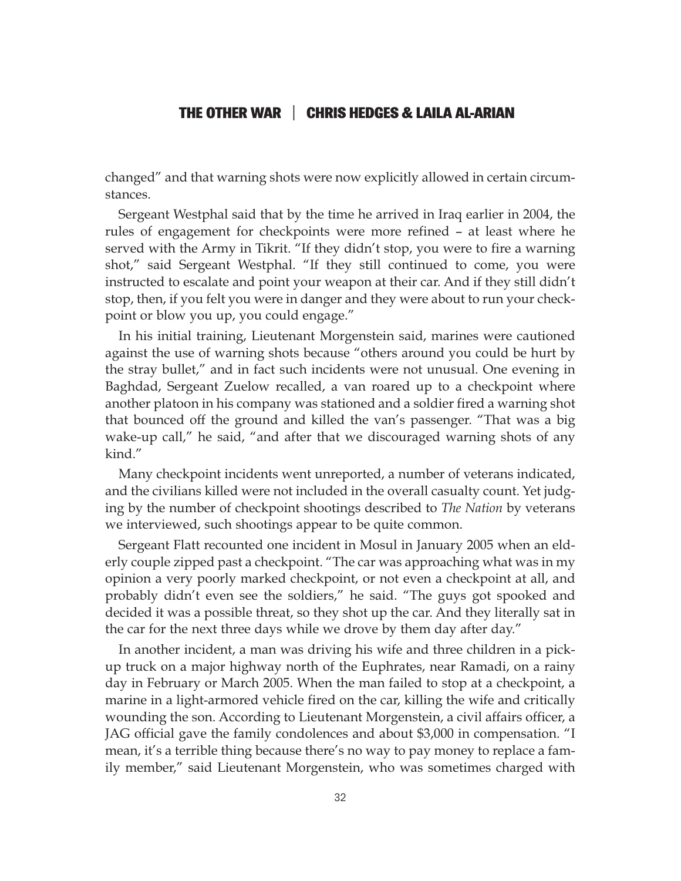changed" and that warning shots were now explicitly allowed in certain circumstances.

Sergeant Westphal said that by the time he arrived in Iraq earlier in 2004, the rules of engagement for checkpoints were more refined – at least where he served with the Army in Tikrit. "If they didn't stop, you were to fire a warning shot," said Sergeant Westphal. "If they still continued to come, you were instructed to escalate and point your weapon at their car. And if they still didn't stop, then, if you felt you were in danger and they were about to run your checkpoint or blow you up, you could engage."

In his initial training, Lieutenant Morgenstein said, marines were cautioned against the use of warning shots because "others around you could be hurt by the stray bullet," and in fact such incidents were not unusual. One evening in Baghdad, Sergeant Zuelow recalled, a van roared up to a checkpoint where another platoon in his company was stationed and a soldier fired a warning shot that bounced off the ground and killed the van's passenger. "That was a big wake-up call," he said, "and after that we discouraged warning shots of any kind."

Many checkpoint incidents went unreported, a number of veterans indicated, and the civilians killed were not included in the overall casualty count. Yet judging by the number of checkpoint shootings described to *The Nation* by veterans we interviewed, such shootings appear to be quite common.

Sergeant Flatt recounted one incident in Mosul in January 2005 when an elderly couple zipped past a checkpoint. "The car was approaching what was in my opinion a very poorly marked checkpoint, or not even a checkpoint at all, and probably didn't even see the soldiers," he said. "The guys got spooked and decided it was a possible threat, so they shot up the car. And they literally sat in the car for the next three days while we drove by them day after day."

In another incident, a man was driving his wife and three children in a pickup truck on a major highway north of the Euphrates, near Ramadi, on a rainy day in February or March 2005. When the man failed to stop at a checkpoint, a marine in a light-armored vehicle fired on the car, killing the wife and critically wounding the son. According to Lieutenant Morgenstein, a civil affairs officer, a JAG official gave the family condolences and about $3,000 in compensation. "I mean, it's a terrible thing because there's no way to pay money to replace a family member," said Lieutenant Morgenstein, who was sometimes charged with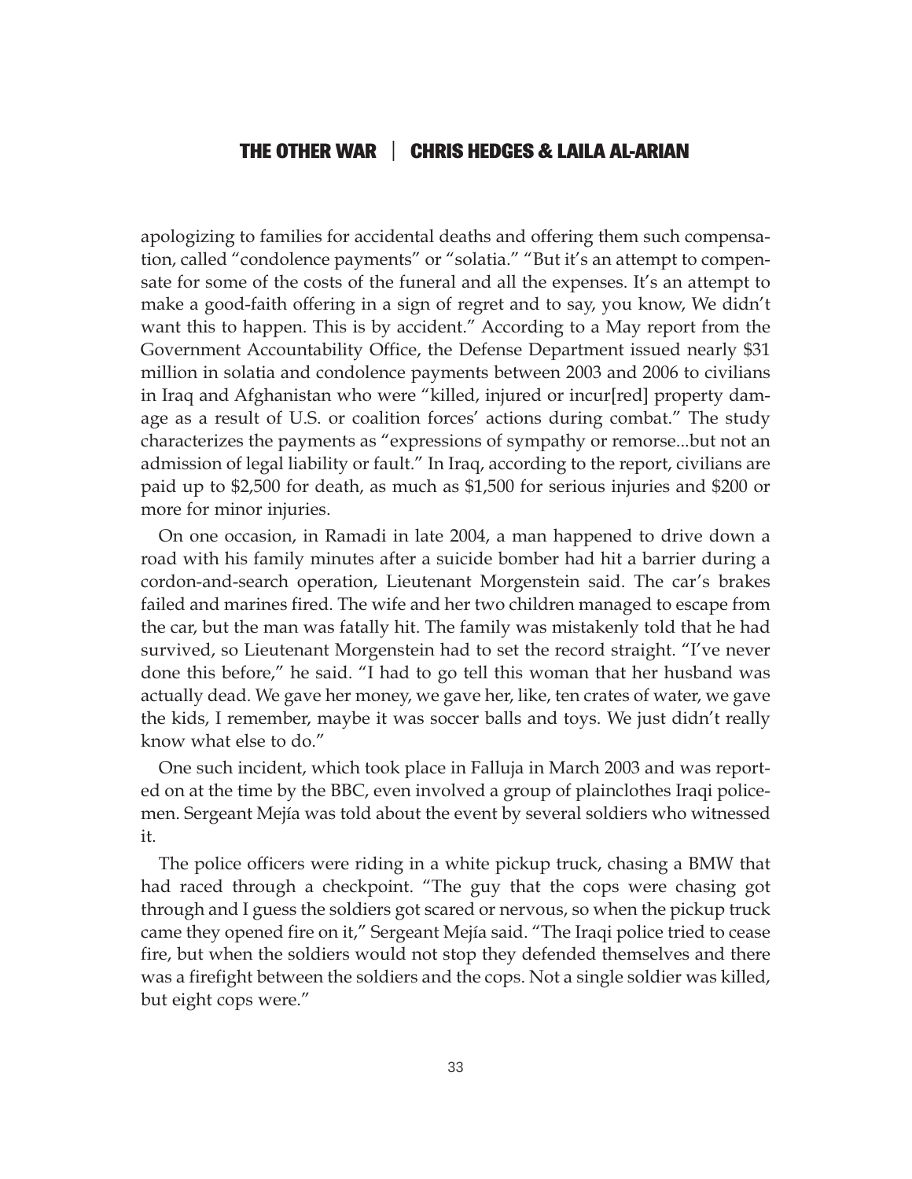apologizing to families for accidental deaths and offering them such compensation, called "condolence payments" or "solatia." "But it's an attempt to compensate for some of the costs of the funeral and all the expenses. It's an attempt to make a good-faith offering in a sign of regret and to say, you know, We didn't want this to happen. This is by accident." According to a May report from the Government Accountability Office, the Defense Department issued nearly $31 million in solatia and condolence payments between 2003 and 2006 to civilians in Iraq and Afghanistan who were "killed, injured or incur[red] property damage as a result of U.S. or coalition forces' actions during combat." The study characterizes the payments as "expressions of sympathy or remorse...but not an admission of legal liability or fault." In Iraq, according to the report, civilians are paid up to $2,500 for death, as much as $1,500 for serious injuries and $200 or more for minor injuries.

On one occasion, in Ramadi in late 2004, a man happened to drive down a road with his family minutes after a suicide bomber had hit a barrier during a cordon-and-search operation, Lieutenant Morgenstein said. The car's brakes failed and marines fired. The wife and her two children managed to escape from the car, but the man was fatally hit. The family was mistakenly told that he had survived, so Lieutenant Morgenstein had to set the record straight. "I've never done this before," he said. "I had to go tell this woman that her husband was actually dead. We gave her money, we gave her, like, ten crates of water, we gave the kids, I remember, maybe it was soccer balls and toys. We just didn't really know what else to do."

One such incident, which took place in Falluja in March 2003 and was reported on at the time by the BBC, even involved a group of plainclothes Iraqi policemen. Sergeant Mejía was told about the event by several soldiers who witnessed it.

The police officers were riding in a white pickup truck, chasing a BMW that had raced through a checkpoint. "The guy that the cops were chasing got through and I guess the soldiers got scared or nervous, so when the pickup truck came they opened fire on it," Sergeant Mejía said. "The Iraqi police tried to cease fire, but when the soldiers would not stop they defended themselves and there was a firefight between the soldiers and the cops. Not a single soldier was killed, but eight cops were."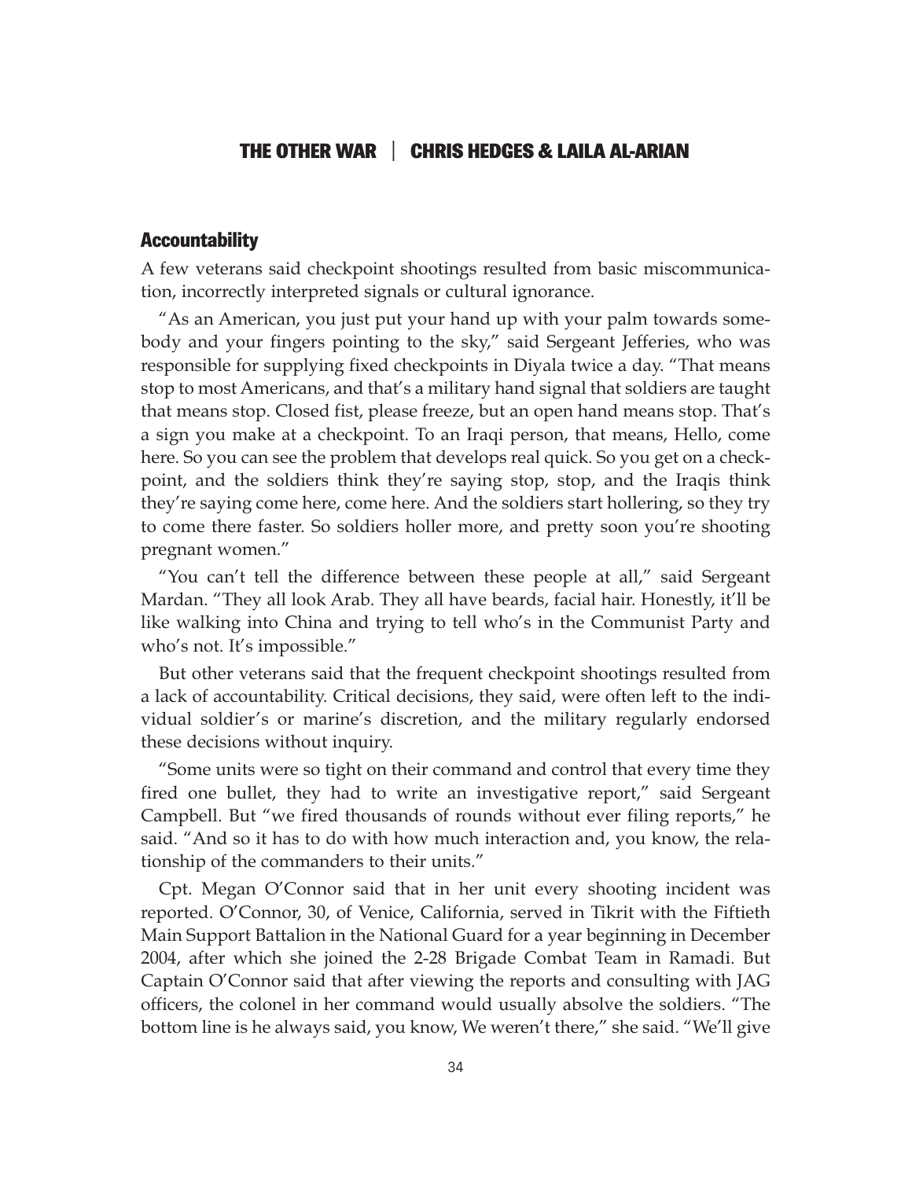## Accountability

A few veterans said checkpoint shootings resulted from basic miscommunication, incorrectly interpreted signals or cultural ignorance.

"As an American, you just put your hand up with your palm towards somebody and your fingers pointing to the sky," said Sergeant Jefferies, who was responsible for supplying fixed checkpoints in Diyala twice a day. "That means stop to most Americans, and that's a military hand signal that soldiers are taught that means stop. Closed fist, please freeze, but an open hand means stop. That's a sign you make at a checkpoint. To an Iraqi person, that means, Hello, come here. So you can see the problem that develops real quick. So you get on a checkpoint, and the soldiers think they're saying stop, stop, and the Iraqis think they're saying come here, come here. And the soldiers start hollering, so they try to come there faster. So soldiers holler more, and pretty soon you're shooting pregnant women."

"You can't tell the difference between these people at all," said Sergeant Mardan. "They all look Arab. They all have beards, facial hair. Honestly, it'll be like walking into China and trying to tell who's in the Communist Party and who's not. It's impossible."

But other veterans said that the frequent checkpoint shootings resulted from a lack of accountability. Critical decisions, they said, were often left to the individual soldier's or marine's discretion, and the military regularly endorsed these decisions without inquiry.

"Some units were so tight on their command and control that every time they fired one bullet, they had to write an investigative report," said Sergeant Campbell. But "we fired thousands of rounds without ever filing reports," he said. "And so it has to do with how much interaction and, you know, the relationship of the commanders to their units."

Cpt. Megan O'Connor said that in her unit every shooting incident was reported. O'Connor, 30, of Venice, California, served in Tikrit with the Fiftieth Main Support Battalion in the National Guard for a year beginning in December 2004, after which she joined the 2-28 Brigade Combat Team in Ramadi. But Captain O'Connor said that after viewing the reports and consulting with JAG officers, the colonel in her command would usually absolve the soldiers. "The bottom line is he always said, you know, We weren't there," she said. "We'll give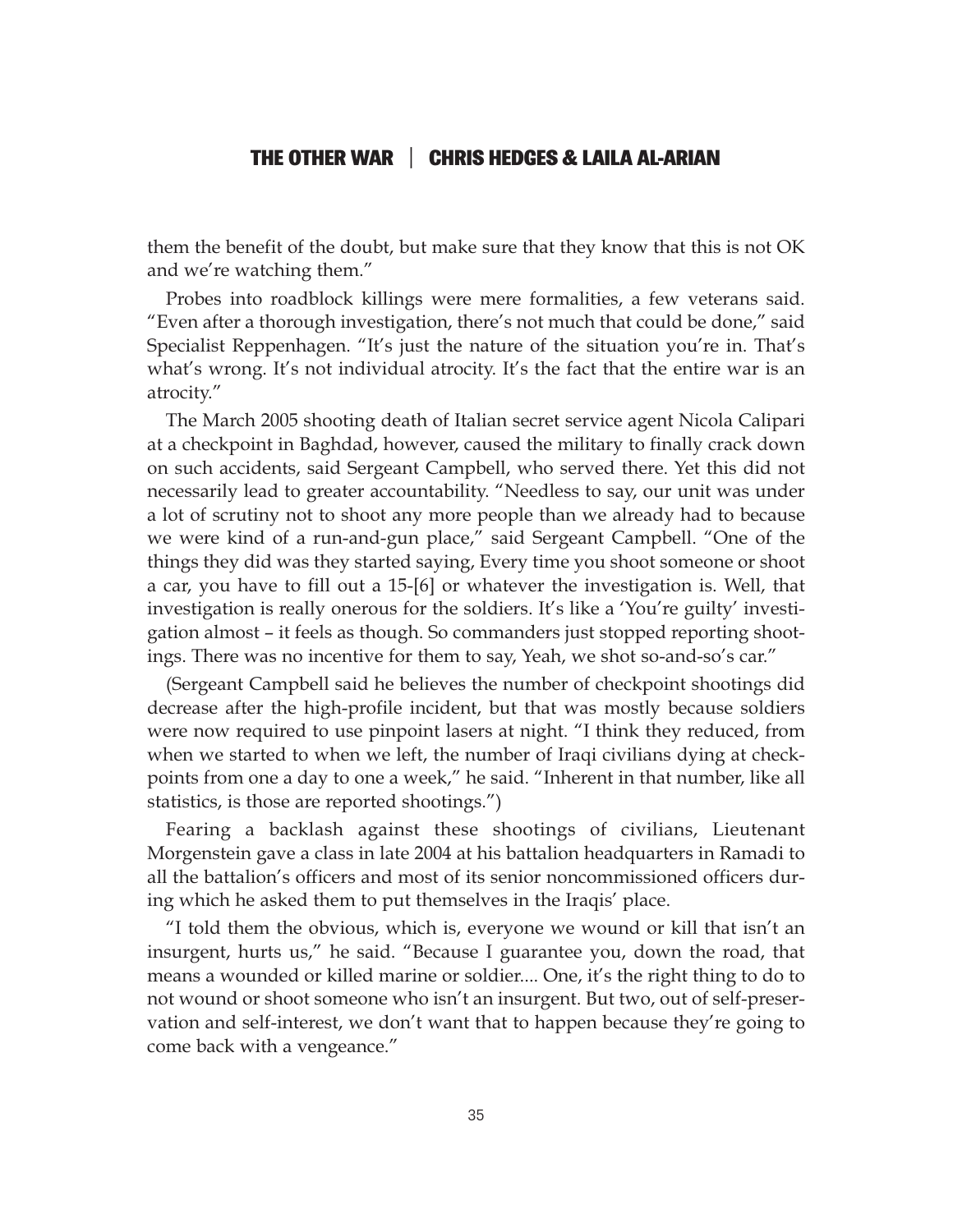them the benefit of the doubt, but make sure that they know that this is not OK and we're watching them."

Probes into roadblock killings were mere formalities, a few veterans said. "Even after a thorough investigation, there's not much that could be done," said Specialist Reppenhagen. "It's just the nature of the situation you're in. That's what's wrong. It's not individual atrocity. It's the fact that the entire war is an atrocity."

The March 2005 shooting death of Italian secret service agent Nicola Calipari at a checkpoint in Baghdad, however, caused the military to finally crack down on such accidents, said Sergeant Campbell, who served there. Yet this did not necessarily lead to greater accountability. "Needless to say, our unit was under a lot of scrutiny not to shoot any more people than we already had to because we were kind of a run-and-gun place," said Sergeant Campbell. "One of the things they did was they started saying, Every time you shoot someone or shoot a car, you have to fill out a 15-[6] or whatever the investigation is. Well, that investigation is really onerous for the soldiers. It's like a 'You're guilty' investigation almost – it feels as though. So commanders just stopped reporting shootings. There was no incentive for them to say, Yeah, we shot so-and-so's car."

(Sergeant Campbell said he believes the number of checkpoint shootings did decrease after the high-profile incident, but that was mostly because soldiers were now required to use pinpoint lasers at night. "I think they reduced, from when we started to when we left, the number of Iraqi civilians dying at checkpoints from one a day to one a week," he said. "Inherent in that number, like all statistics, is those are reported shootings.")

Fearing a backlash against these shootings of civilians, Lieutenant Morgenstein gave a class in late 2004 at his battalion headquarters in Ramadi to all the battalion's officers and most of its senior noncommissioned officers during which he asked them to put themselves in the Iraqis' place.

"I told them the obvious, which is, everyone we wound or kill that isn't an insurgent, hurts us," he said. "Because I guarantee you, down the road, that means a wounded or killed marine or soldier.... One, it's the right thing to do to not wound or shoot someone who isn't an insurgent. But two, out of self-preservation and self-interest, we don't want that to happen because they're going to come back with a vengeance."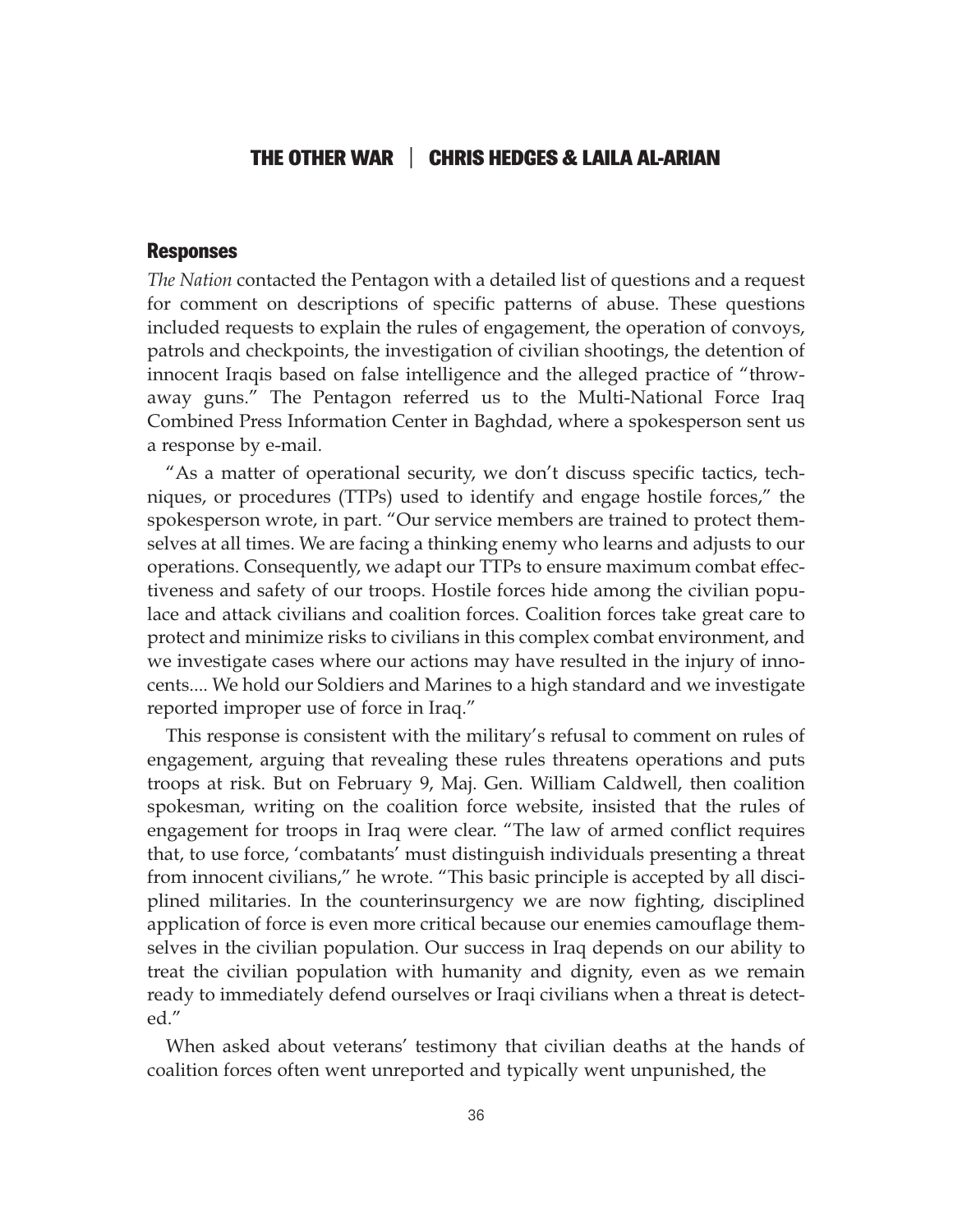## Responses

*The Nation* contacted the Pentagon with a detailed list of questions and a request for comment on descriptions of specific patterns of abuse. These questions included requests to explain the rules of engagement, the operation of convoys, patrols and checkpoints, the investigation of civilian shootings, the detention of innocent Iraqis based on false intelligence and the alleged practice of "throw-away guns." The Pentagon referred us to the Multi-National Force Iraq Combined Press Information Center in Baghdad, where a spokesperson sent us a response by e-mail.

"As a matter of operational security, we don't discuss specific tactics, techniques, or procedures (TTPs) used to identify and engage hostile forces," the spokesperson wrote, in part. "Our service members are trained to protect themselves at all times. We are facing a thinking enemy who learns and adjusts to our operations. Consequently, we adapt our TTPs to ensure maximum combat effectiveness and safety of our troops. Hostile forces hide among the civilian populace and attack civilians and coalition forces. Coalition forces take great care to protect and minimize risks to civilians in this complex combat environment, and we investigate cases where our actions may have resulted in the injury of innocents.... We hold our Soldiers and Marines to a high standard and we investigate reported improper use of force in Iraq."

This response is consistent with the military's refusal to comment on rules of engagement, arguing that revealing these rules threatens operations and puts troops at risk. But on February 9, Maj. Gen. William Caldwell, then coalition spokesman, writing on the coalition force website, insisted that the rules of engagement for troops in Iraq were clear. "The law of armed conflict requires that, to use force, 'combatants' must distinguish individuals presenting a threat from innocent civilians," he wrote. "This basic principle is accepted by all disciplined militaries. In the counterinsurgency we are now fighting, disciplined application of force is even more critical because our enemies camouflage themselves in the civilian population. Our success in Iraq depends on our ability to treat the civilian population with humanity and dignity, even as we remain ready to immediately defend ourselves or Iraqi civilians when a threat is detected."

When asked about veterans' testimony that civilian deaths at the hands of coalition forces often went unreported and typically went unpunished, the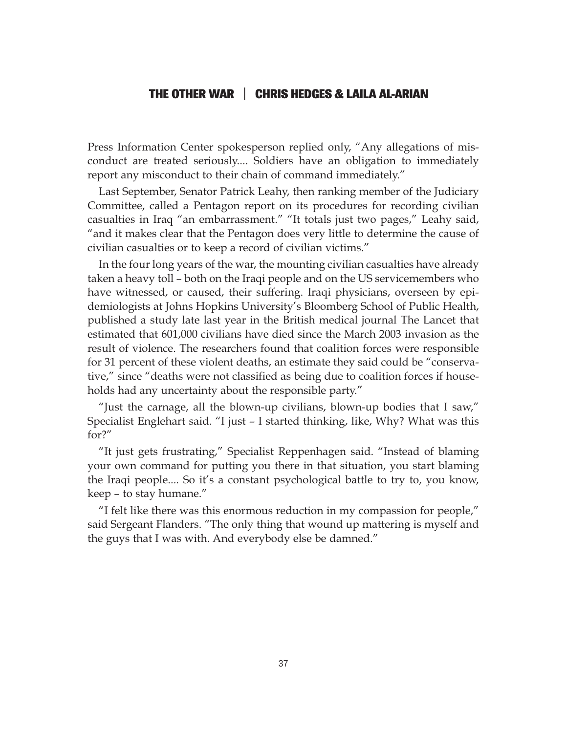Press Information Center spokesperson replied only, "Any allegations of misconduct are treated seriously.... Soldiers have an obligation to immediately report any misconduct to their chain of command immediately."

Last September, Senator Patrick Leahy, then ranking member of the Judiciary Committee, called a Pentagon report on its procedures for recording civilian casualties in Iraq "an embarrassment." "It totals just two pages," Leahy said, "and it makes clear that the Pentagon does very little to determine the cause of civilian casualties or to keep a record of civilian victims."

In the four long years of the war, the mounting civilian casualties have already taken a heavy toll – both on the Iraqi people and on the US servicemembers who have witnessed, or caused, their suffering. Iraqi physicians, overseen by epidemiologists at Johns Hopkins University's Bloomberg School of Public Health, published a study late last year in the British medical journal The Lancet that estimated that 601,000 civilians have died since the March 2003 invasion as the result of violence. The researchers found that coalition forces were responsible for 31 percent of these violent deaths, an estimate they said could be "conservative," since "deaths were not classified as being due to coalition forces if households had any uncertainty about the responsible party."

"Just the carnage, all the blown-up civilians, blown-up bodies that I saw," Specialist Englehart said. "I just – I started thinking, like, Why? What was this for?"

"It just gets frustrating," Specialist Reppenhagen said. "Instead of blaming your own command for putting you there in that situation, you start blaming the Iraqi people.... So it's a constant psychological battle to try to, you know, keep – to stay humane."

"I felt like there was this enormous reduction in my compassion for people," said Sergeant Flanders. "The only thing that wound up mattering is myself and the guys that I was with. And everybody else be damned."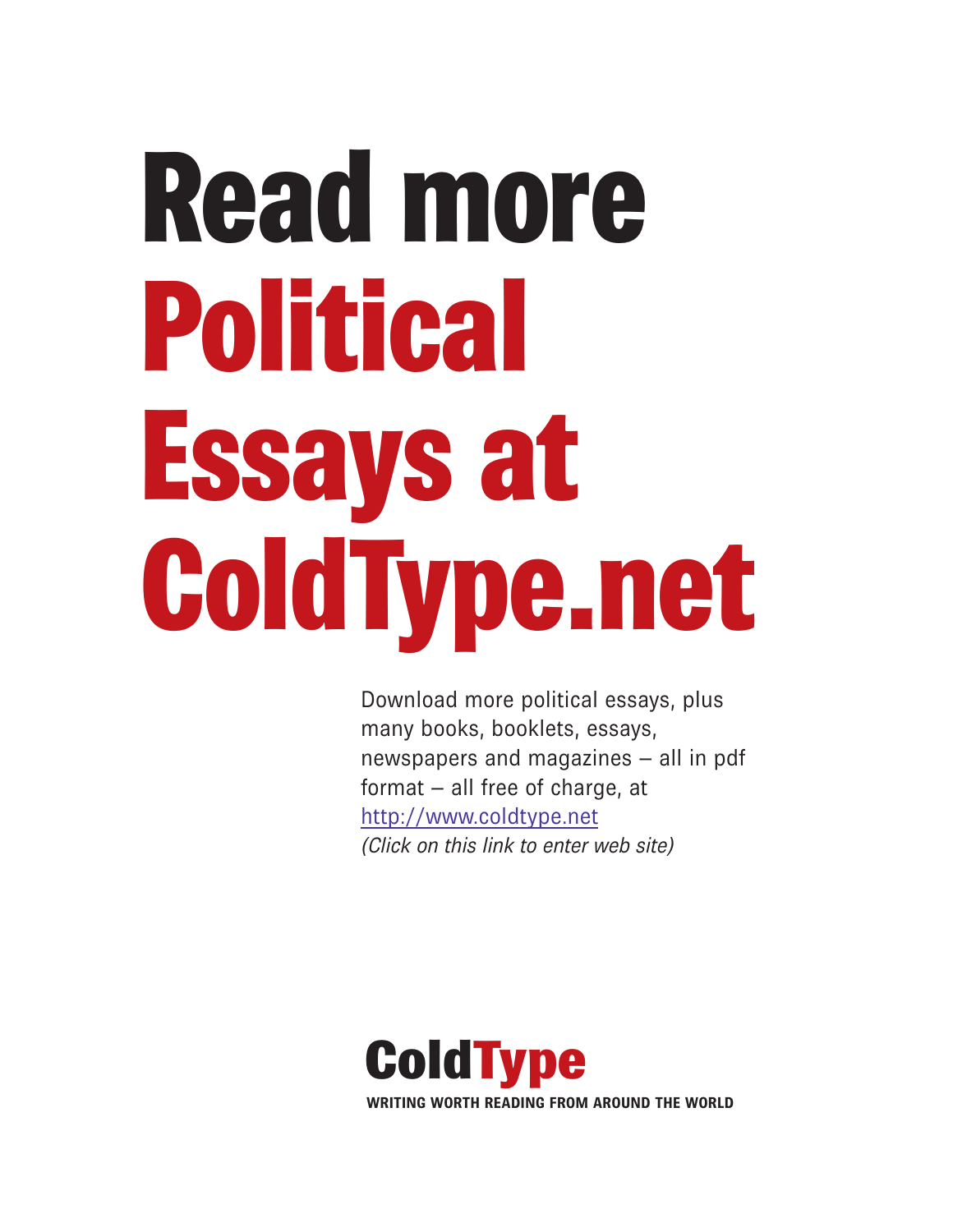# Read more Political Essays at ColdType.net

Download more political essays, plus many books, booklets, essays, newspapers and magazines – all in pdf format – all free of charge, at [http://www.coldtype.net](http://www.coldtype.net)
*(Click on this link to enter web site)*

**ColdType**

**WRITING WORTH READING FROM AROUND THE WORLD**